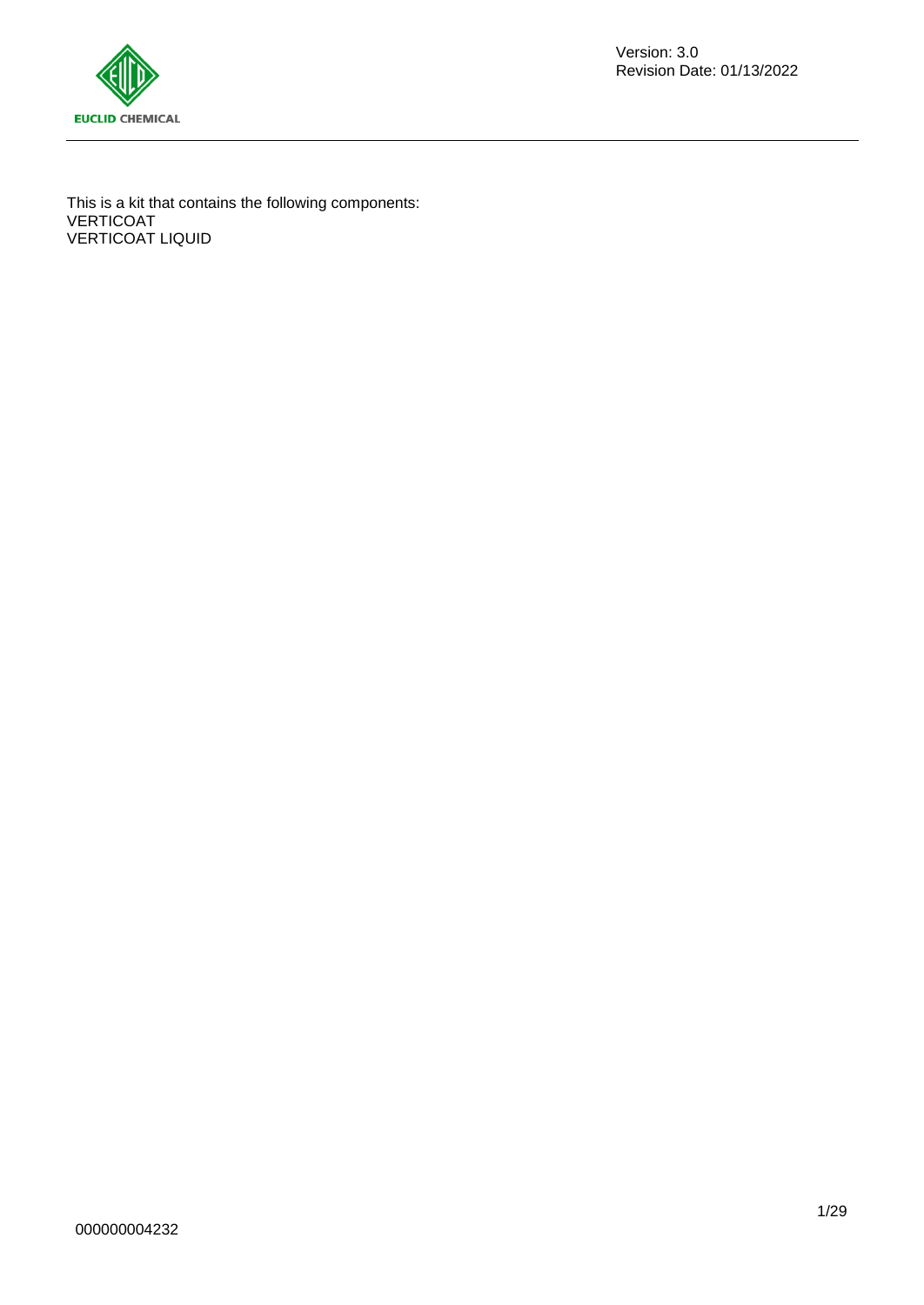This is a kit that contains the following components:
VERTICOAT
VERTICOAT LIQUID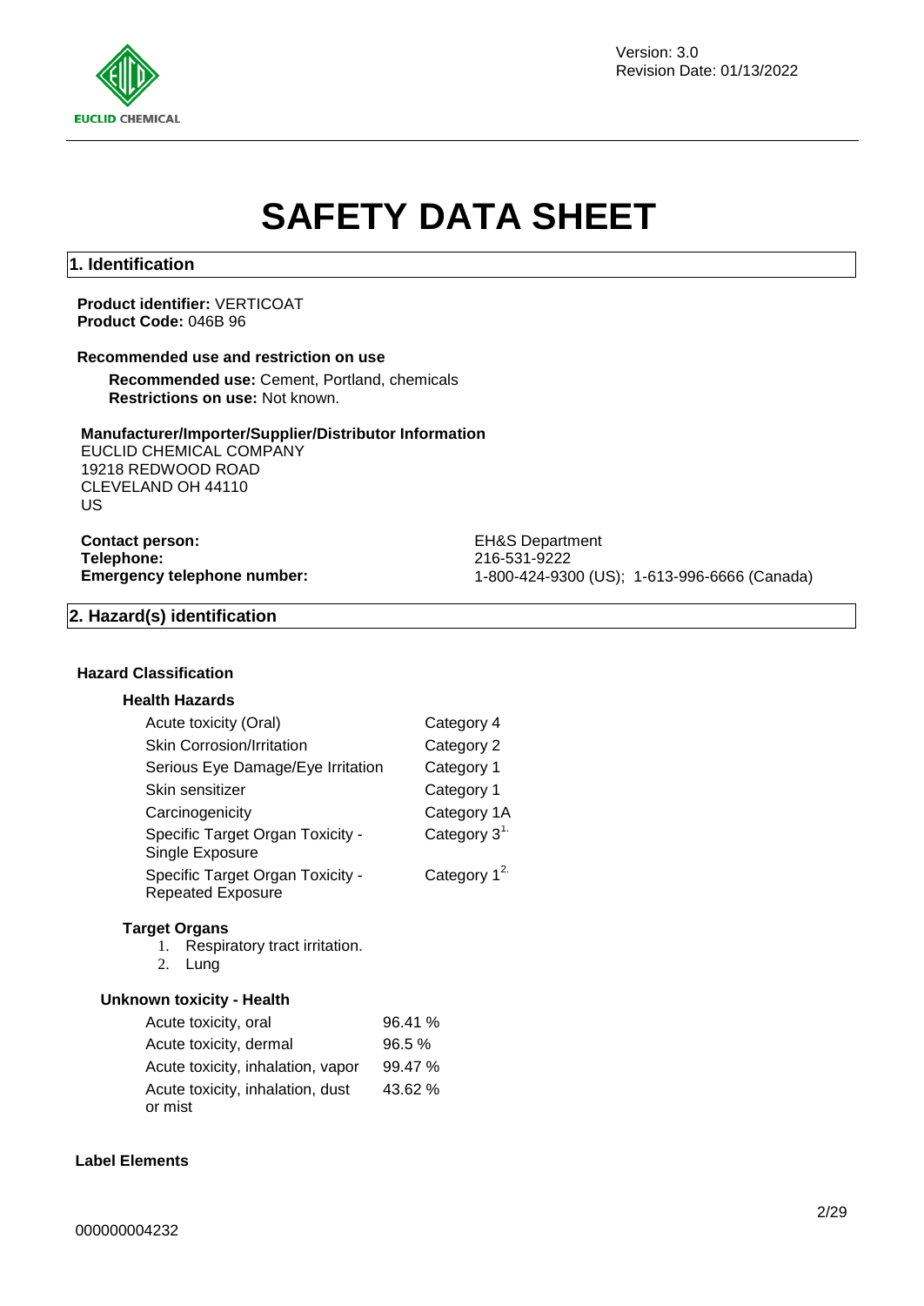# SAFETY DATA SHEET

## 1. Identification

**Product identifier:** VERTICOAT
**Product Code:** 046B 96

**Recommended use and restriction on use**

**Recommended use:** Cement, Portland, chemicals
**Restrictions on use:** Not known.

**Manufacturer/Importer/Supplier/Distributor Information**

EUCLID CHEMICAL COMPANY
19218 REDWOOD ROAD
CLEVELAND OH 44110
US

| | |
|---|---|
| **Contact person:** | EH&S Department |
| **Telephone:** | 216-531-9222 |
| **Emergency telephone number:** | 1-800-424-9300 (US); 1-613-996-6666 (Canada) |

## 2. Hazard(s) identification

**Hazard Classification**

**Health Hazards**

| | |
|---|---|
| Acute toxicity (Oral) | Category 4 |
| Skin Corrosion/Irritation | Category 2 |
| Serious Eye Damage/Eye Irritation | Category 1 |
| Skin sensitizer | Category 1 |
| Carcinogenicity | Category 1A |
| Specific Target Organ Toxicity - Single Exposure | Category 3[1.] |
| Specific Target Organ Toxicity - Repeated Exposure | Category 1[2.] |

**Target Organs**

1. Respiratory tract irritation.
2. Lung

**Unknown toxicity - Health**

| | |
|---|---|
| Acute toxicity, oral | 96.41 % |
| Acute toxicity, dermal | 96.5 % |
| Acute toxicity, inhalation, vapor | 99.47 % |
| Acute toxicity, inhalation, dust or mist | 43.62 % |

**Label Elements**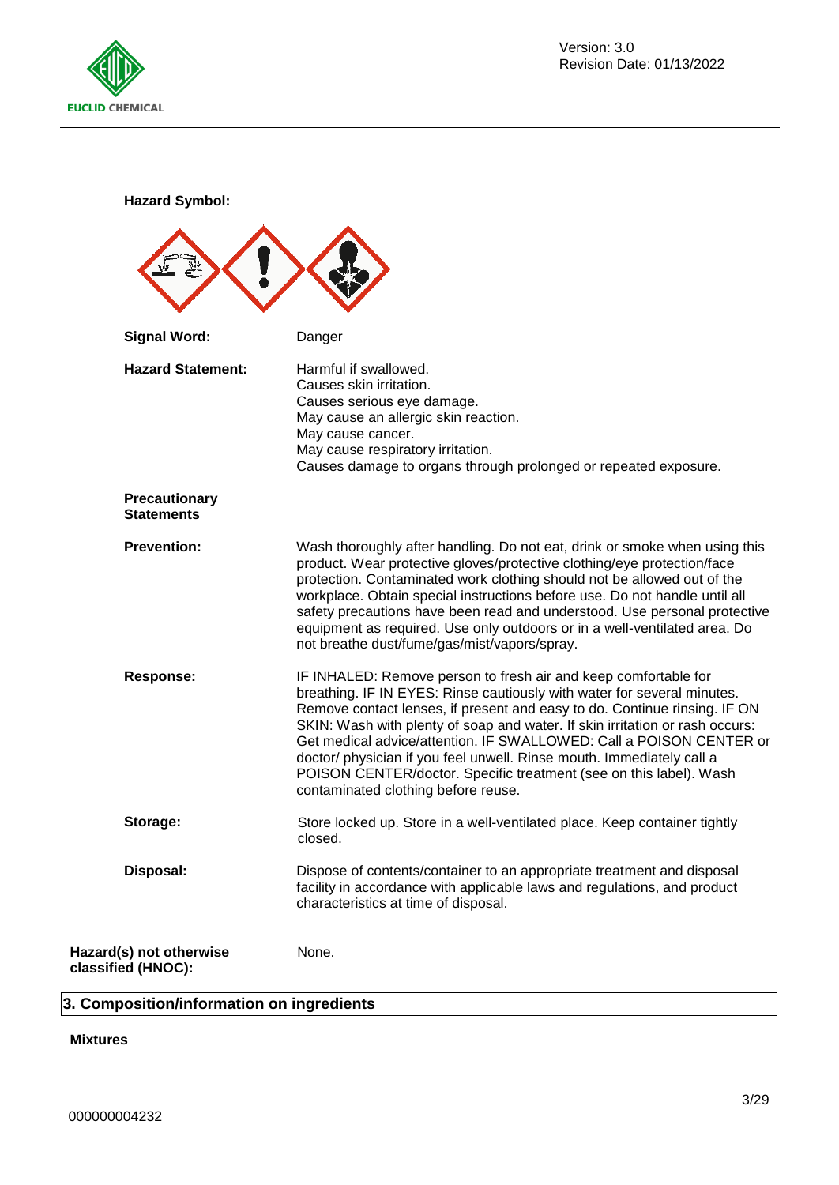**Hazard Symbol:**

**Signal Word:** Danger

**Hazard Statement:**
Harmful if swallowed.
Causes skin irritation.
Causes serious eye damage.
May cause an allergic skin reaction.
May cause cancer.
May cause respiratory irritation.
Causes damage to organs through prolonged or repeated exposure.

**Precautionary Statements**

**Prevention:** Wash thoroughly after handling. Do not eat, drink or smoke when using this product. Wear protective gloves/protective clothing/eye protection/face protection. Contaminated work clothing should not be allowed out of the workplace. Obtain special instructions before use. Do not handle until all safety precautions have been read and understood. Use personal protective equipment as required. Use only outdoors or in a well-ventilated area. Do not breathe dust/fume/gas/mist/vapors/spray.

**Response:** IF INHALED: Remove person to fresh air and keep comfortable for breathing. IF IN EYES: Rinse cautiously with water for several minutes. Remove contact lenses, if present and easy to do. Continue rinsing. IF ON SKIN: Wash with plenty of soap and water. If skin irritation or rash occurs: Get medical advice/attention. IF SWALLOWED: Call a POISON CENTER or doctor/ physician if you feel unwell. Rinse mouth. Immediately call a POISON CENTER/doctor. Specific treatment (see on this label). Wash contaminated clothing before reuse.

**Storage:** Store locked up. Store in a well-ventilated place. Keep container tightly closed.

**Disposal:** Dispose of contents/container to an appropriate treatment and disposal facility in accordance with applicable laws and regulations, and product characteristics at time of disposal.

**Hazard(s) not otherwise classified (HNOC):** None.

## 3. Composition/information on ingredients

**Mixtures**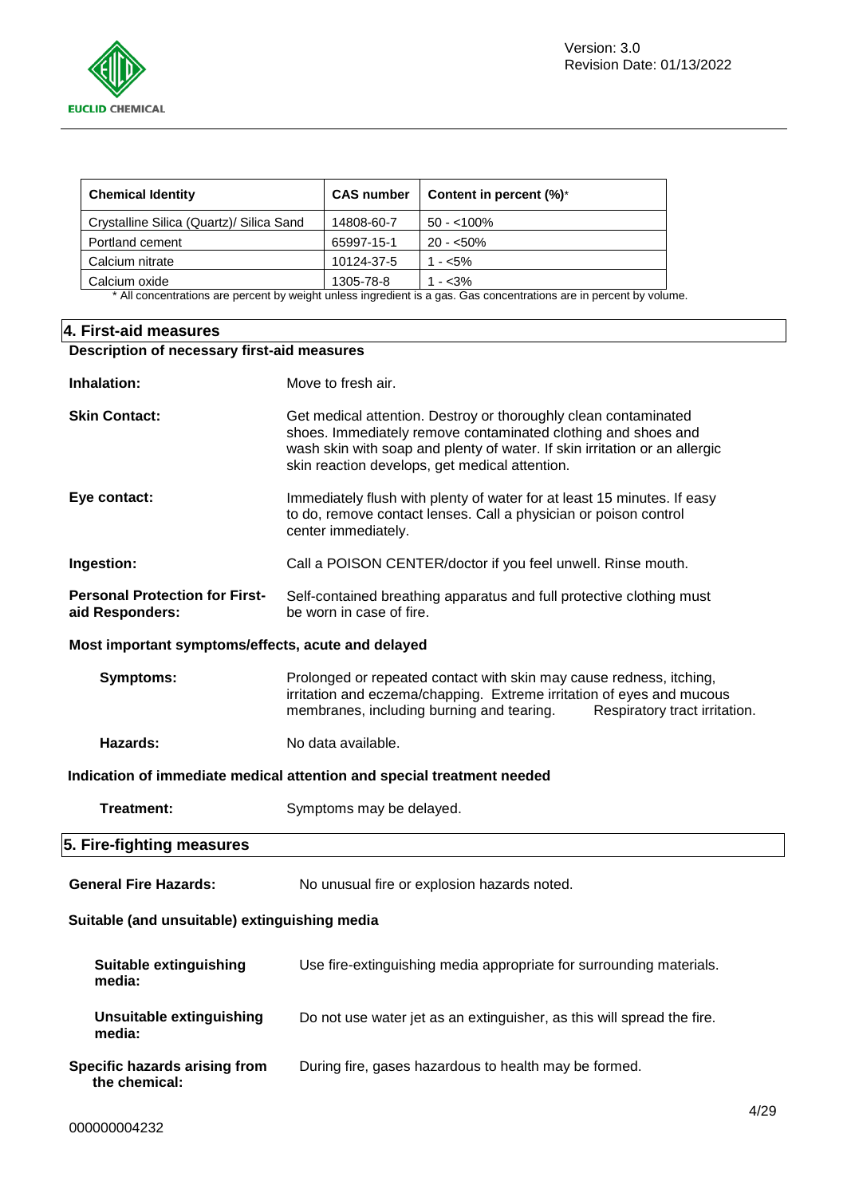| Chemical Identity | CAS number | Content in percent (%)* |
|---|---|---|
| Crystalline Silica (Quartz)/ Silica Sand | 14808-60-7 | 50 - <100% |
| Portland cement | 65997-15-1 | 20 - <50% |
| Calcium nitrate | 10124-37-5 | 1 - <5% |
| Calcium oxide | 1305-78-8 | 1 - <3% |

* All concentrations are percent by weight unless ingredient is a gas. Gas concentrations are in percent by volume.

## 4. First-aid measures

**Description of necessary first-aid measures**

**Inhalation:** Move to fresh air.

**Skin Contact:** Get medical attention. Destroy or thoroughly clean contaminated shoes. Immediately remove contaminated clothing and shoes and wash skin with soap and plenty of water. If skin irritation or an allergic skin reaction develops, get medical attention.

**Eye contact:** Immediately flush with plenty of water for at least 15 minutes. If easy to do, remove contact lenses. Call a physician or poison control center immediately.

**Ingestion:** Call a POISON CENTER/doctor if you feel unwell. Rinse mouth.

**Personal Protection for First-aid Responders:** Self-contained breathing apparatus and full protective clothing must be worn in case of fire.

**Most important symptoms/effects, acute and delayed**

**Symptoms:** Prolonged or repeated contact with skin may cause redness, itching, irritation and eczema/chapping. Extreme irritation of eyes and mucous membranes, including burning and tearing. Respiratory tract irritation.

**Hazards:** No data available.

**Indication of immediate medical attention and special treatment needed**

**Treatment:** Symptoms may be delayed.

## 5. Fire-fighting measures

**General Fire Hazards:** No unusual fire or explosion hazards noted.

**Suitable (and unsuitable) extinguishing media**

**Suitable extinguishing media:** Use fire-extinguishing media appropriate for surrounding materials.

**Unsuitable extinguishing media:** Do not use water jet as an extinguisher, as this will spread the fire.

**Specific hazards arising from the chemical:** During fire, gases hazardous to health may be formed.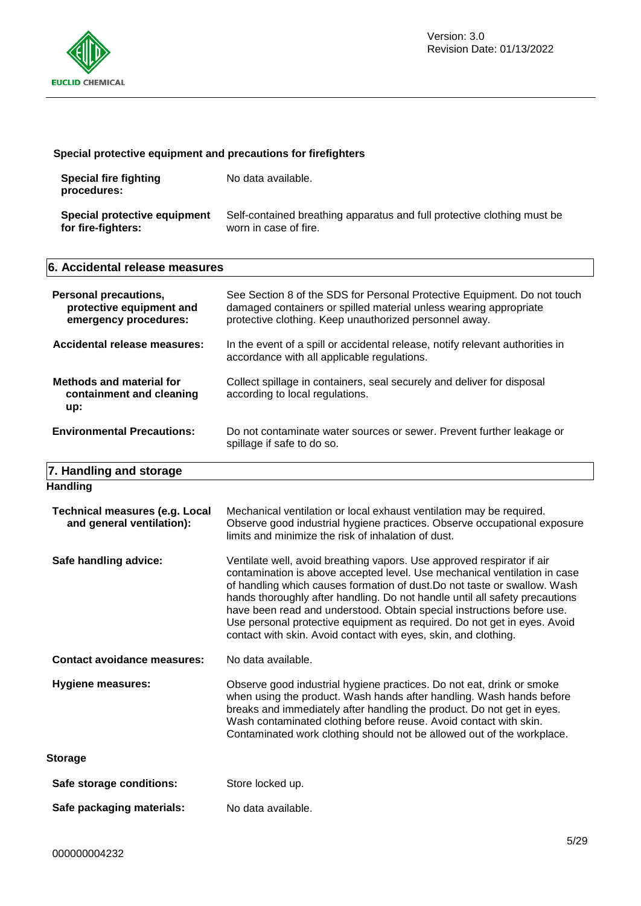### Special protective equipment and precautions for firefighters

| | |
|---|---|
| **Special fire fighting procedures:** | No data available. |
| **Special protective equipment for fire-fighters:** | Self-contained breathing apparatus and full protective clothing must be worn in case of fire. |

## 6. Accidental release measures

| | |
|---|---|
| **Personal precautions, protective equipment and emergency procedures:** | See Section 8 of the SDS for Personal Protective Equipment. Do not touch damaged containers or spilled material unless wearing appropriate protective clothing. Keep unauthorized personnel away. |
| **Accidental release measures:** | In the event of a spill or accidental release, notify relevant authorities in accordance with all applicable regulations. |
| **Methods and material for containment and cleaning up:** | Collect spillage in containers, seal securely and deliver for disposal according to local regulations. |
| **Environmental Precautions:** | Do not contaminate water sources or sewer. Prevent further leakage or spillage if safe to do so. |

## 7. Handling and storage

### Handling

| | |
|---|---|
| **Technical measures (e.g. Local and general ventilation):** | Mechanical ventilation or local exhaust ventilation may be required. Observe good industrial hygiene practices. Observe occupational exposure limits and minimize the risk of inhalation of dust. |
| **Safe handling advice:** | Ventilate well, avoid breathing vapors. Use approved respirator if air contamination is above accepted level. Use mechanical ventilation in case of handling which causes formation of dust.Do not taste or swallow. Wash hands thoroughly after handling. Do not handle until all safety precautions have been read and understood. Obtain special instructions before use. Use personal protective equipment as required. Do not get in eyes. Avoid contact with skin. Avoid contact with eyes, skin, and clothing. |
| **Contact avoidance measures:** | No data available. |
| **Hygiene measures:** | Observe good industrial hygiene practices. Do not eat, drink or smoke when using the product. Wash hands after handling. Wash hands before breaks and immediately after handling the product. Do not get in eyes. Wash contaminated clothing before reuse. Avoid contact with skin. Contaminated work clothing should not be allowed out of the workplace. |

### Storage

| | |
|---|---|
| **Safe storage conditions:** | Store locked up. |
| **Safe packaging materials:** | No data available. |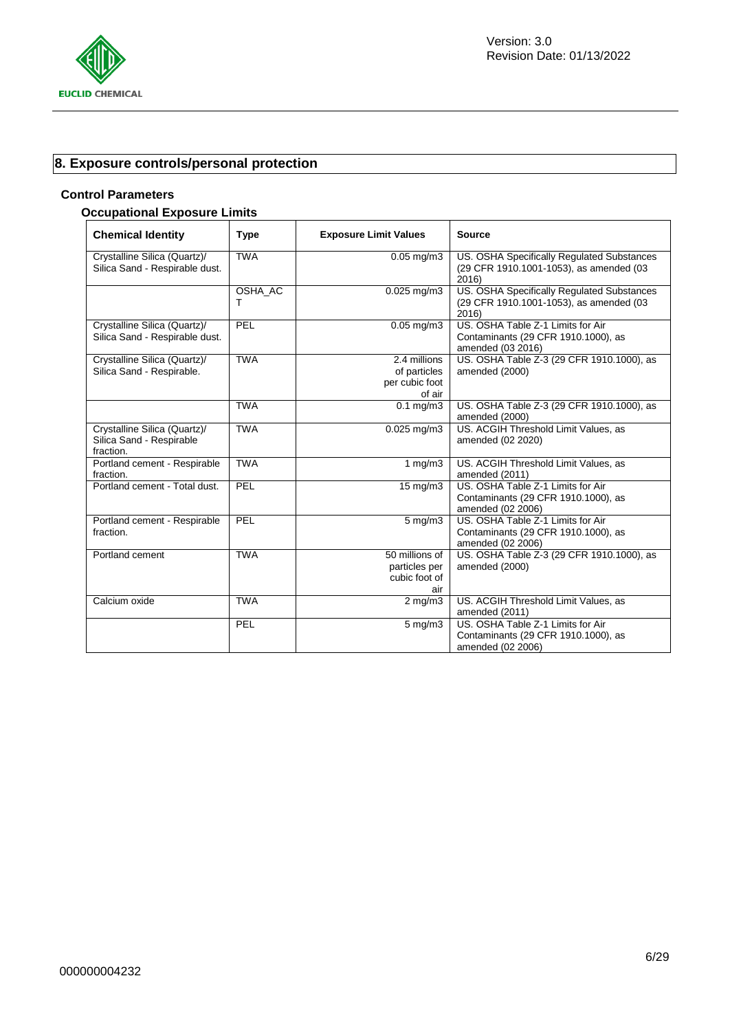## 8. Exposure controls/personal protection

### Control Parameters

#### Occupational Exposure Limits

| Chemical Identity | Type | Exposure Limit Values | Source |
|---|---|---|---|
| Crystalline Silica (Quartz)/ Silica Sand - Respirable dust. | TWA | 0.05 mg/m3 | US. OSHA Specifically Regulated Substances (29 CFR 1910.1001-1053), as amended (03 2016) |
| | OSHA_ACT | 0.025 mg/m3 | US. OSHA Specifically Regulated Substances (29 CFR 1910.1001-1053), as amended (03 2016) |
| Crystalline Silica (Quartz)/ Silica Sand - Respirable dust. | PEL | 0.05 mg/m3 | US. OSHA Table Z-1 Limits for Air Contaminants (29 CFR 1910.1000), as amended (03 2016) |
| Crystalline Silica (Quartz)/ Silica Sand - Respirable. | TWA | 2.4 millions of particles per cubic foot of air | US. OSHA Table Z-3 (29 CFR 1910.1000), as amended (2000) |
| | TWA | 0.1 mg/m3 | US. OSHA Table Z-3 (29 CFR 1910.1000), as amended (2000) |
| Crystalline Silica (Quartz)/ Silica Sand - Respirable fraction. | TWA | 0.025 mg/m3 | US. ACGIH Threshold Limit Values, as amended (02 2020) |
| Portland cement - Respirable fraction. | TWA | 1 mg/m3 | US. ACGIH Threshold Limit Values, as amended (2011) |
| Portland cement - Total dust. | PEL | 15 mg/m3 | US. OSHA Table Z-1 Limits for Air Contaminants (29 CFR 1910.1000), as amended (02 2006) |
| Portland cement - Respirable fraction. | PEL | 5 mg/m3 | US. OSHA Table Z-1 Limits for Air Contaminants (29 CFR 1910.1000), as amended (02 2006) |
| Portland cement | TWA | 50 millions of particles per cubic foot of air | US. OSHA Table Z-3 (29 CFR 1910.1000), as amended (2000) |
| Calcium oxide | TWA | 2 mg/m3 | US. ACGIH Threshold Limit Values, as amended (2011) |
| | PEL | 5 mg/m3 | US. OSHA Table Z-1 Limits for Air Contaminants (29 CFR 1910.1000), as amended (02 2006) |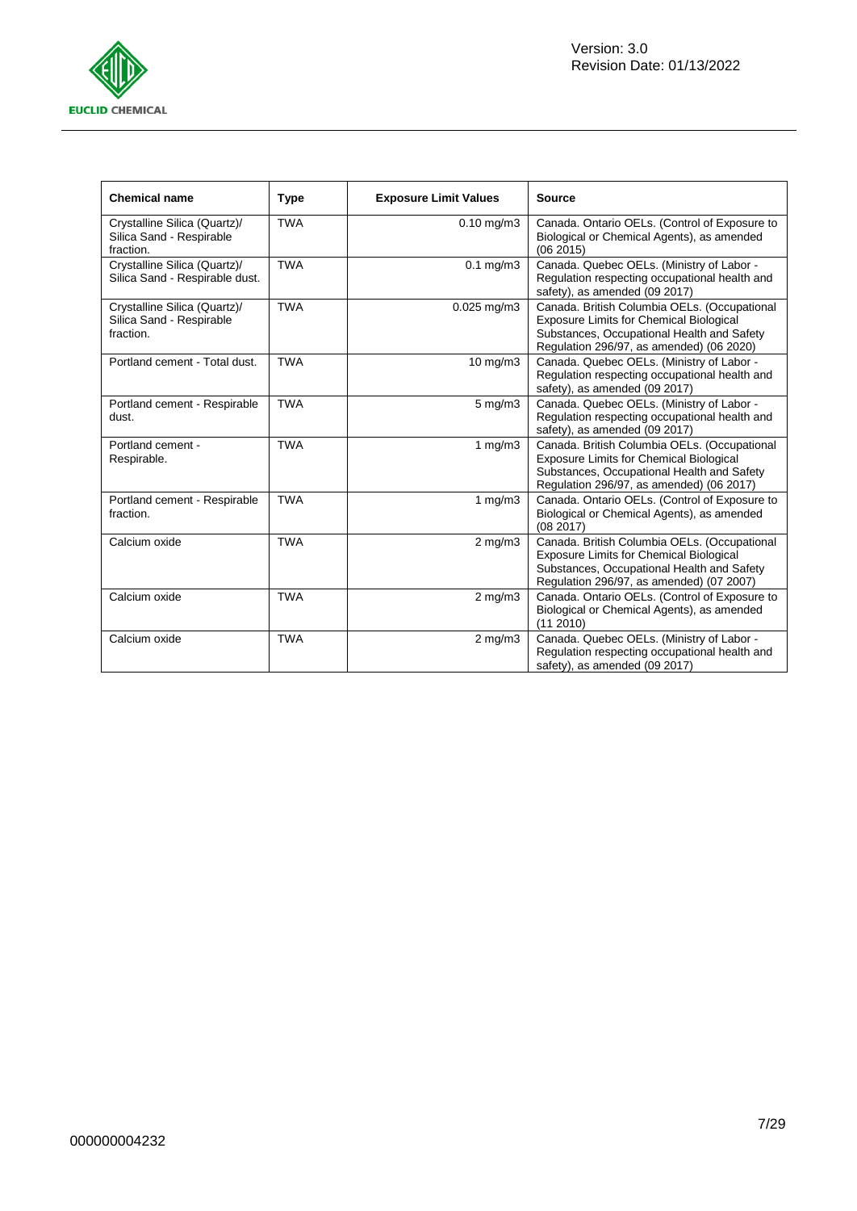| Chemical name | Type | Exposure Limit Values | Source |
|---|---|---|---|
| Crystalline Silica (Quartz)/ Silica Sand - Respirable fraction. | TWA | 0.10 mg/m3 | Canada. Ontario OELs. (Control of Exposure to Biological or Chemical Agents), as amended (06 2015) |
| Crystalline Silica (Quartz)/ Silica Sand - Respirable dust. | TWA | 0.1 mg/m3 | Canada. Quebec OELs. (Ministry of Labor - Regulation respecting occupational health and safety), as amended (09 2017) |
| Crystalline Silica (Quartz)/ Silica Sand - Respirable fraction. | TWA | 0.025 mg/m3 | Canada. British Columbia OELs. (Occupational Exposure Limits for Chemical Biological Substances, Occupational Health and Safety Regulation 296/97, as amended) (06 2020) |
| Portland cement - Total dust. | TWA | 10 mg/m3 | Canada. Quebec OELs. (Ministry of Labor - Regulation respecting occupational health and safety), as amended (09 2017) |
| Portland cement - Respirable dust. | TWA | 5 mg/m3 | Canada. Quebec OELs. (Ministry of Labor - Regulation respecting occupational health and safety), as amended (09 2017) |
| Portland cement - Respirable. | TWA | 1 mg/m3 | Canada. British Columbia OELs. (Occupational Exposure Limits for Chemical Biological Substances, Occupational Health and Safety Regulation 296/97, as amended) (06 2017) |
| Portland cement - Respirable fraction. | TWA | 1 mg/m3 | Canada. Ontario OELs. (Control of Exposure to Biological or Chemical Agents), as amended (08 2017) |
| Calcium oxide | TWA | 2 mg/m3 | Canada. British Columbia OELs. (Occupational Exposure Limits for Chemical Biological Substances, Occupational Health and Safety Regulation 296/97, as amended) (07 2007) |
| Calcium oxide | TWA | 2 mg/m3 | Canada. Ontario OELs. (Control of Exposure to Biological or Chemical Agents), as amended (11 2010) |
| Calcium oxide | TWA | 2 mg/m3 | Canada. Quebec OELs. (Ministry of Labor - Regulation respecting occupational health and safety), as amended (09 2017) |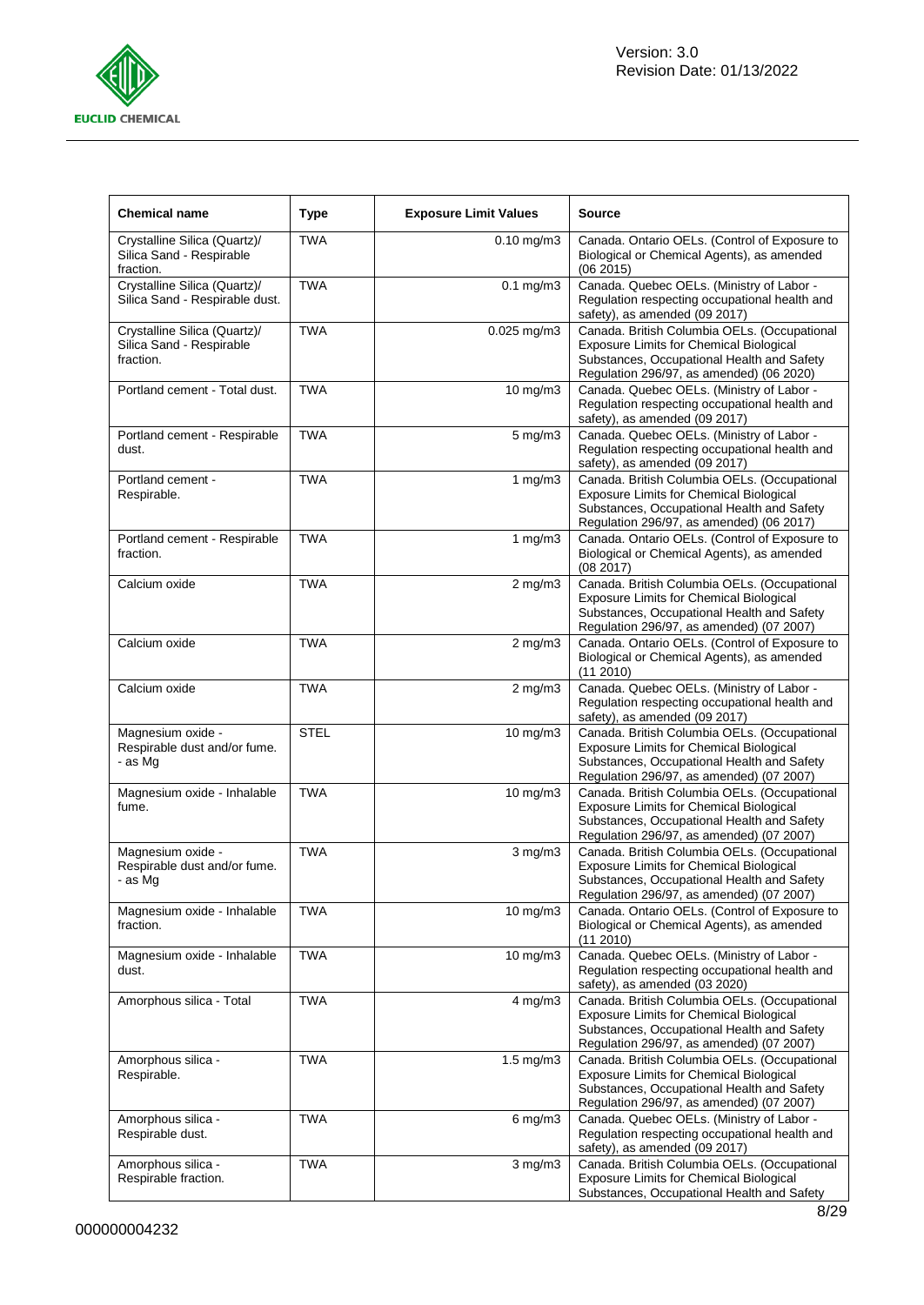| Chemical name | Type | Exposure Limit Values | Source |
|---|---|---|---|
| Crystalline Silica (Quartz)/ Silica Sand - Respirable fraction. | TWA | 0.10 mg/m3 | Canada. Ontario OELs. (Control of Exposure to Biological or Chemical Agents), as amended (06 2015) |
| Crystalline Silica (Quartz)/ Silica Sand - Respirable dust. | TWA | 0.1 mg/m3 | Canada. Quebec OELs. (Ministry of Labor - Regulation respecting occupational health and safety), as amended (09 2017) |
| Crystalline Silica (Quartz)/ Silica Sand - Respirable fraction. | TWA | 0.025 mg/m3 | Canada. British Columbia OELs. (Occupational Exposure Limits for Chemical Biological Substances, Occupational Health and Safety Regulation 296/97, as amended) (06 2020) |
| Portland cement - Total dust. | TWA | 10 mg/m3 | Canada. Quebec OELs. (Ministry of Labor - Regulation respecting occupational health and safety), as amended (09 2017) |
| Portland cement - Respirable dust. | TWA | 5 mg/m3 | Canada. Quebec OELs. (Ministry of Labor - Regulation respecting occupational health and safety), as amended (09 2017) |
| Portland cement - Respirable. | TWA | 1 mg/m3 | Canada. British Columbia OELs. (Occupational Exposure Limits for Chemical Biological Substances, Occupational Health and Safety Regulation 296/97, as amended) (06 2017) |
| Portland cement - Respirable fraction. | TWA | 1 mg/m3 | Canada. Ontario OELs. (Control of Exposure to Biological or Chemical Agents), as amended (08 2017) |
| Calcium oxide | TWA | 2 mg/m3 | Canada. British Columbia OELs. (Occupational Exposure Limits for Chemical Biological Substances, Occupational Health and Safety Regulation 296/97, as amended) (07 2007) |
| Calcium oxide | TWA | 2 mg/m3 | Canada. Ontario OELs. (Control of Exposure to Biological or Chemical Agents), as amended (11 2010) |
| Calcium oxide | TWA | 2 mg/m3 | Canada. Quebec OELs. (Ministry of Labor - Regulation respecting occupational health and safety), as amended (09 2017) |
| Magnesium oxide - Respirable dust and/or fume. - as Mg | STEL | 10 mg/m3 | Canada. British Columbia OELs. (Occupational Exposure Limits for Chemical Biological Substances, Occupational Health and Safety Regulation 296/97, as amended) (07 2007) |
| Magnesium oxide - Inhalable fume. | TWA | 10 mg/m3 | Canada. British Columbia OELs. (Occupational Exposure Limits for Chemical Biological Substances, Occupational Health and Safety Regulation 296/97, as amended) (07 2007) |
| Magnesium oxide - Respirable dust and/or fume. - as Mg | TWA | 3 mg/m3 | Canada. British Columbia OELs. (Occupational Exposure Limits for Chemical Biological Substances, Occupational Health and Safety Regulation 296/97, as amended) (07 2007) |
| Magnesium oxide - Inhalable fraction. | TWA | 10 mg/m3 | Canada. Ontario OELs. (Control of Exposure to Biological or Chemical Agents), as amended (11 2010) |
| Magnesium oxide - Inhalable dust. | TWA | 10 mg/m3 | Canada. Quebec OELs. (Ministry of Labor - Regulation respecting occupational health and safety), as amended (03 2020) |
| Amorphous silica - Total | TWA | 4 mg/m3 | Canada. British Columbia OELs. (Occupational Exposure Limits for Chemical Biological Substances, Occupational Health and Safety Regulation 296/97, as amended) (07 2007) |
| Amorphous silica - Respirable. | TWA | 1.5 mg/m3 | Canada. British Columbia OELs. (Occupational Exposure Limits for Chemical Biological Substances, Occupational Health and Safety Regulation 296/97, as amended) (07 2007) |
| Amorphous silica - Respirable dust. | TWA | 6 mg/m3 | Canada. Quebec OELs. (Ministry of Labor - Regulation respecting occupational health and safety), as amended (09 2017) |
| Amorphous silica - Respirable fraction. | TWA | 3 mg/m3 | Canada. British Columbia OELs. (Occupational Exposure Limits for Chemical Biological Substances, Occupational Health and Safety |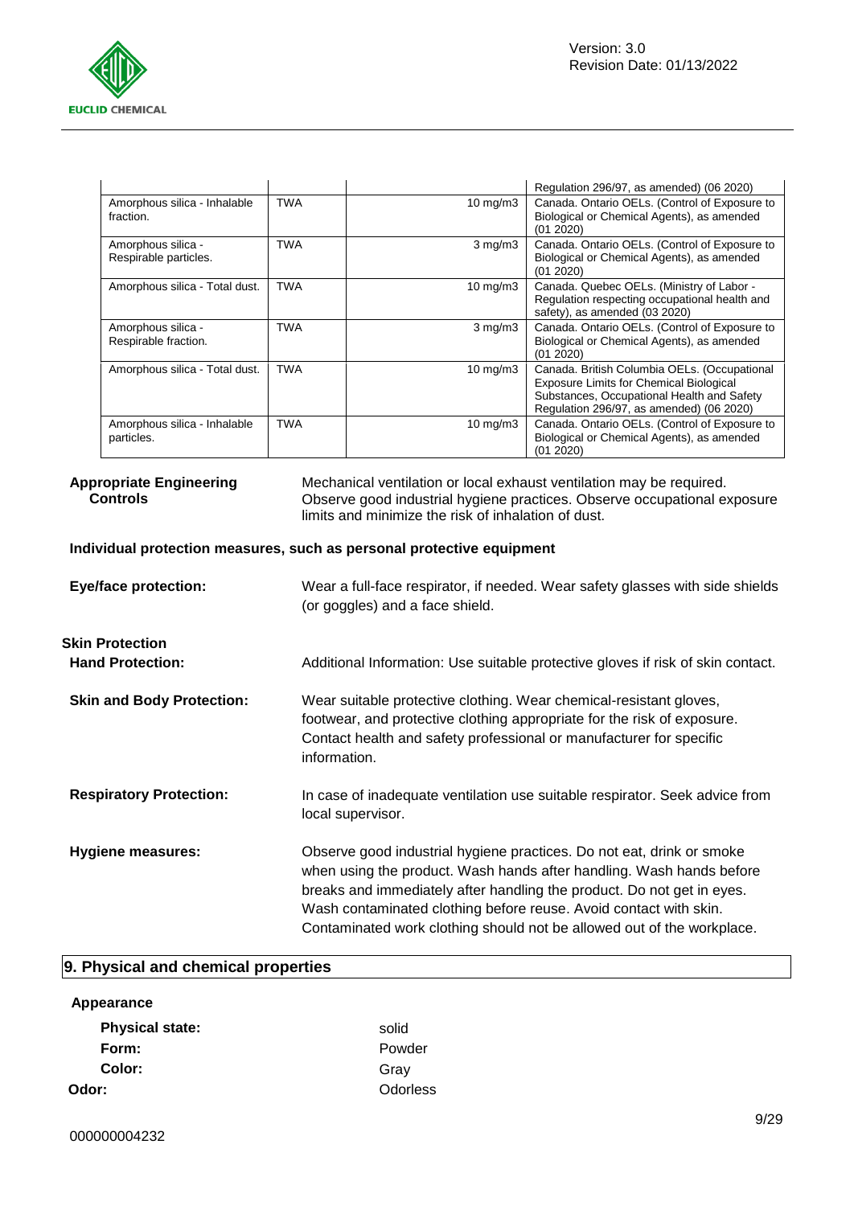| | | | |
|---|---|---|---|
| | | | Regulation 296/97, as amended) (06 2020) |
| Amorphous silica - Inhalable fraction. | TWA | 10 mg/m3 | Canada. Ontario OELs. (Control of Exposure to Biological or Chemical Agents), as amended (01 2020) |
| Amorphous silica - Respirable particles. | TWA | 3 mg/m3 | Canada. Ontario OELs. (Control of Exposure to Biological or Chemical Agents), as amended (01 2020) |
| Amorphous silica - Total dust. | TWA | 10 mg/m3 | Canada. Quebec OELs. (Ministry of Labor - Regulation respecting occupational health and safety), as amended (03 2020) |
| Amorphous silica - Respirable fraction. | TWA | 3 mg/m3 | Canada. Ontario OELs. (Control of Exposure to Biological or Chemical Agents), as amended (01 2020) |
| Amorphous silica - Total dust. | TWA | 10 mg/m3 | Canada. British Columbia OELs. (Occupational Exposure Limits for Chemical Biological Substances, Occupational Health and Safety Regulation 296/97, as amended) (06 2020) |
| Amorphous silica - Inhalable particles. | TWA | 10 mg/m3 | Canada. Ontario OELs. (Control of Exposure to Biological or Chemical Agents), as amended (01 2020) |

**Appropriate Engineering Controls**
Mechanical ventilation or local exhaust ventilation may be required. Observe good industrial hygiene practices. Observe occupational exposure limits and minimize the risk of inhalation of dust.

**Individual protection measures, such as personal protective equipment**

**Eye/face protection:** Wear a full-face respirator, if needed. Wear safety glasses with side shields (or goggles) and a face shield.

**Skin Protection**

**Hand Protection:** Additional Information: Use suitable protective gloves if risk of skin contact.

**Skin and Body Protection:** Wear suitable protective clothing. Wear chemical-resistant gloves, footwear, and protective clothing appropriate for the risk of exposure. Contact health and safety professional or manufacturer for specific information.

**Respiratory Protection:** In case of inadequate ventilation use suitable respirator. Seek advice from local supervisor.

**Hygiene measures:** Observe good industrial hygiene practices. Do not eat, drink or smoke when using the product. Wash hands after handling. Wash hands before breaks and immediately after handling the product. Do not get in eyes. Wash contaminated clothing before reuse. Avoid contact with skin. Contaminated work clothing should not be allowed out of the workplace.

## 9. Physical and chemical properties

**Appearance**

**Physical state:** solid

**Form:** Powder

**Color:** Gray

**Odor:** Odorless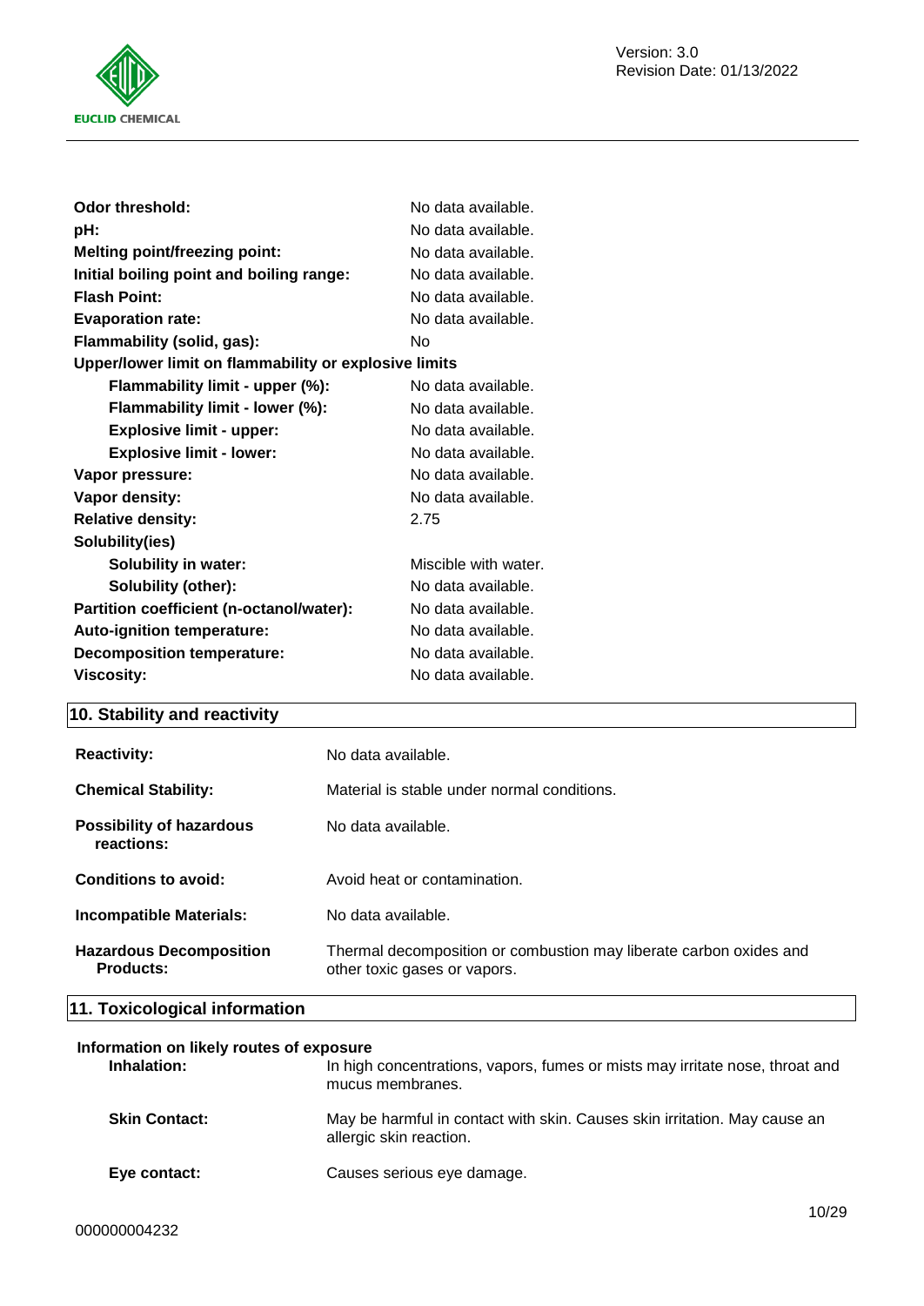| | |
|---|---|
| **Odor threshold:** | No data available. |
| **pH:** | No data available. |
| **Melting point/freezing point:** | No data available. |
| **Initial boiling point and boiling range:** | No data available. |
| **Flash Point:** | No data available. |
| **Evaporation rate:** | No data available. |
| **Flammability (solid, gas):** | No |
| **Upper/lower limit on flammability or explosive limits** | |
| **Flammability limit - upper (%):** | No data available. |
| **Flammability limit - lower (%):** | No data available. |
| **Explosive limit - upper:** | No data available. |
| **Explosive limit - lower:** | No data available. |
| **Vapor pressure:** | No data available. |
| **Vapor density:** | No data available. |
| **Relative density:** | 2.75 |
| **Solubility(ies)** | |
| **Solubility in water:** | Miscible with water. |
| **Solubility (other):** | No data available. |
| **Partition coefficient (n-octanol/water):** | No data available. |
| **Auto-ignition temperature:** | No data available. |
| **Decomposition temperature:** | No data available. |
| **Viscosity:** | No data available. |

## 10. Stability and reactivity

| | |
|---|---|
| **Reactivity:** | No data available. |
| **Chemical Stability:** | Material is stable under normal conditions. |
| **Possibility of hazardous reactions:** | No data available. |
| **Conditions to avoid:** | Avoid heat or contamination. |
| **Incompatible Materials:** | No data available. |
| **Hazardous Decomposition Products:** | Thermal decomposition or combustion may liberate carbon oxides and other toxic gases or vapors. |

## 11. Toxicological information

**Information on likely routes of exposure**

| | |
|---|---|
| **Inhalation:** | In high concentrations, vapors, fumes or mists may irritate nose, throat and mucus membranes. |
| **Skin Contact:** | May be harmful in contact with skin. Causes skin irritation. May cause an allergic skin reaction. |
| **Eye contact:** | Causes serious eye damage. |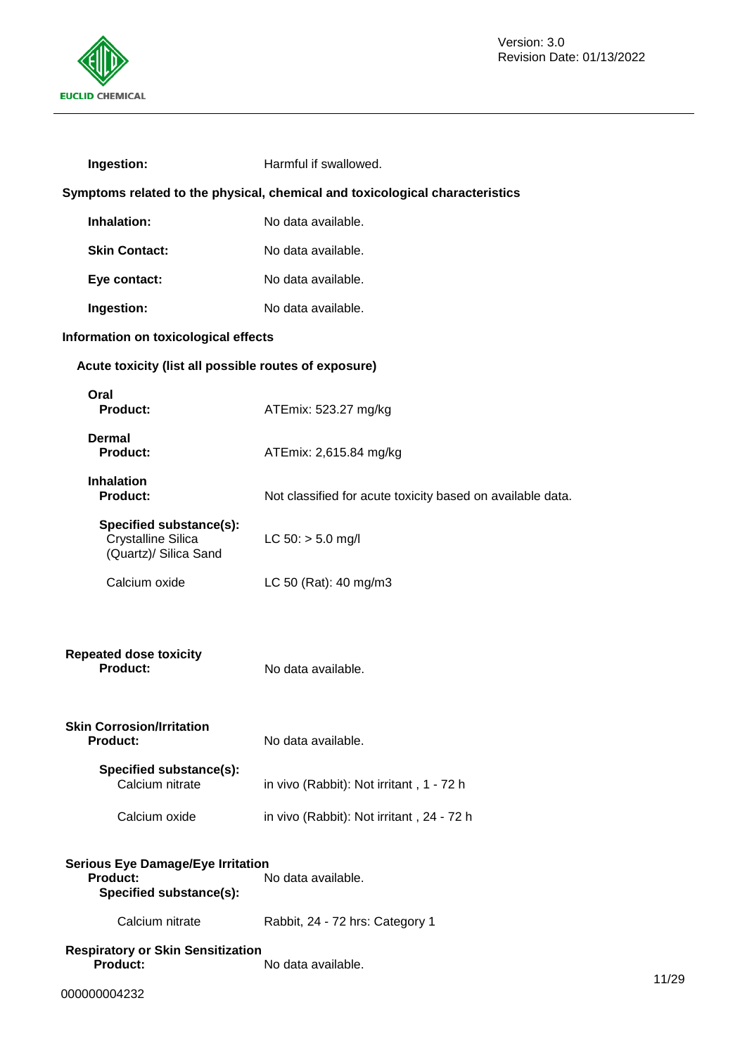**Ingestion:** Harmful if swallowed.

**Symptoms related to the physical, chemical and toxicological characteristics**

**Inhalation:** No data available.

**Skin Contact:** No data available.

**Eye contact:** No data available.

**Ingestion:** No data available.

**Information on toxicological effects**

**Acute toxicity (list all possible routes of exposure)**

**Oral**
**Product:** ATEmix: 523.27 mg/kg

**Dermal**
**Product:** ATEmix: 2,615.84 mg/kg

**Inhalation**
**Product:** Not classified for acute toxicity based on available data.

**Specified substance(s):**

| Substance | Result |
|---|---|
| Crystalline Silica (Quartz)/ Silica Sand | LC 50: > 5.0 mg/l |
| Calcium oxide | LC 50 (Rat): 40 mg/m3 |

**Repeated dose toxicity**
**Product:** No data available.

**Skin Corrosion/Irritation**
**Product:** No data available.

**Specified substance(s):**

| Substance | Result |
|---|---|
| Calcium nitrate | in vivo (Rabbit): Not irritant , 1 - 72 h |
| Calcium oxide | in vivo (Rabbit): Not irritant , 24 - 72 h |

**Serious Eye Damage/Eye Irritation**
**Product:** No data available.
**Specified substance(s):**

| Substance | Result |
|---|---|
| Calcium nitrate | Rabbit, 24 - 72 hrs: Category 1 |

**Respiratory or Skin Sensitization**
**Product:** No data available.

000000004232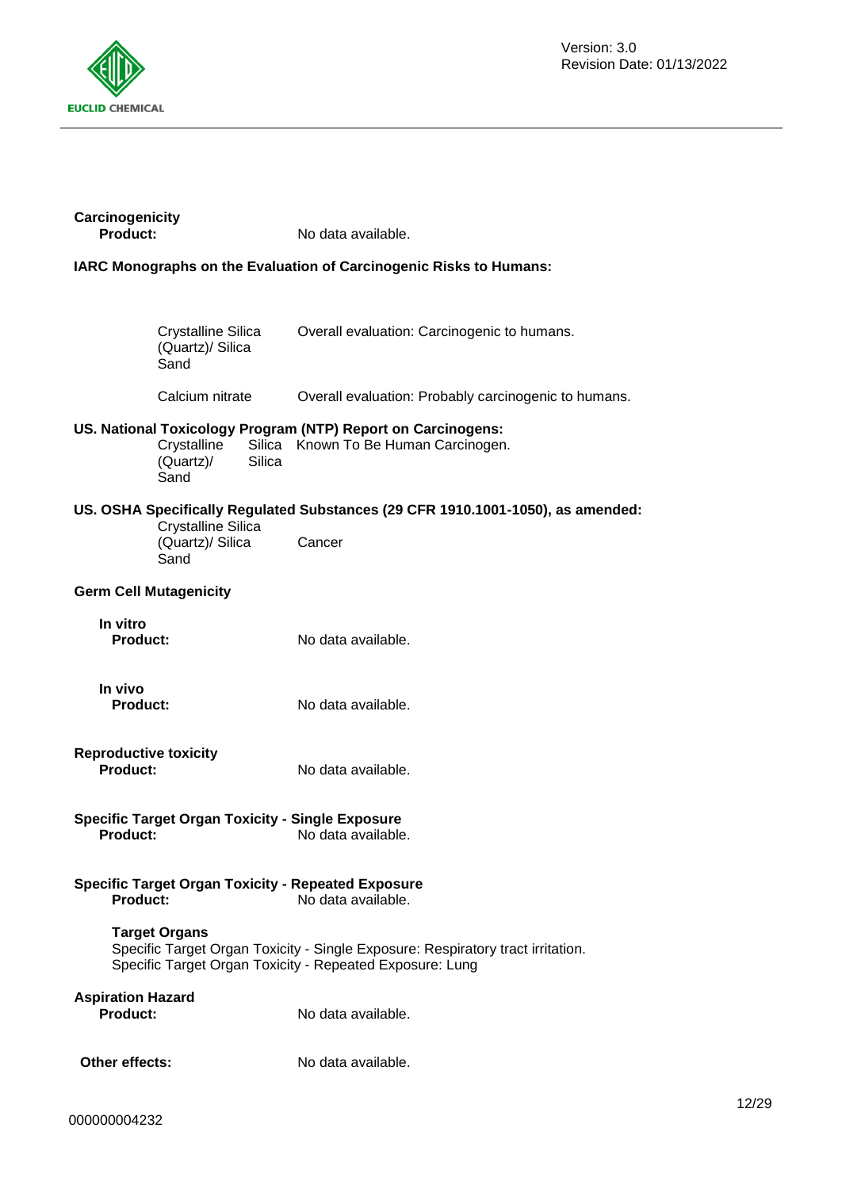**Carcinogenicity**

**Product:** No data available.

**IARC Monographs on the Evaluation of Carcinogenic Risks to Humans:**

| | |
|---|---|
| Crystalline Silica (Quartz)/ Silica Sand | Overall evaluation: Carcinogenic to humans. |
| Calcium nitrate | Overall evaluation: Probably carcinogenic to humans. |

**US. National Toxicology Program (NTP) Report on Carcinogens:**

| | |
|---|---|
| Crystalline Silica (Quartz)/ Silica Sand | Known To Be Human Carcinogen. |

**US. OSHA Specifically Regulated Substances (29 CFR 1910.1001-1050), as amended:**

| | |
|---|---|
| Crystalline Silica (Quartz)/ Silica Sand | Cancer |

**Germ Cell Mutagenicity**

**In vitro**

**Product:** No data available.

**In vivo**

**Product:** No data available.

**Reproductive toxicity**

**Product:** No data available.

**Specific Target Organ Toxicity - Single Exposure**

**Product:** No data available.

**Specific Target Organ Toxicity - Repeated Exposure**

**Product:** No data available.

**Target Organs**

Specific Target Organ Toxicity - Single Exposure: Respiratory tract irritation.
Specific Target Organ Toxicity - Repeated Exposure: Lung

**Aspiration Hazard**

**Product:** No data available.

**Other effects:** No data available.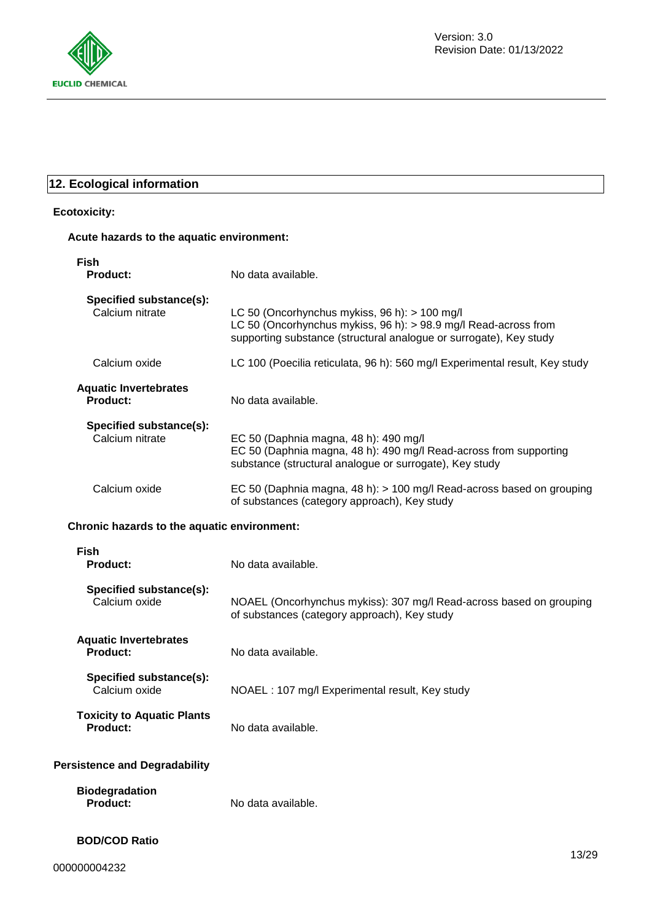## 12. Ecological information

**Ecotoxicity:**

**Acute hazards to the aquatic environment:**

**Fish**

| | |
|---|---|
| **Product:** | No data available. |
| **Specified substance(s):** | |
| Calcium nitrate | LC 50 (Oncorhynchus mykiss, 96 h): > 100 mg/l<br>LC 50 (Oncorhynchus mykiss, 96 h): > 98.9 mg/l Read-across from supporting substance (structural analogue or surrogate), Key study |
| Calcium oxide | LC 100 (Poecilia reticulata, 96 h): 560 mg/l Experimental result, Key study |

**Aquatic Invertebrates**

| | |
|---|---|
| **Product:** | No data available. |
| **Specified substance(s):** | |
| Calcium nitrate | EC 50 (Daphnia magna, 48 h): 490 mg/l<br>EC 50 (Daphnia magna, 48 h): 490 mg/l Read-across from supporting substance (structural analogue or surrogate), Key study |
| Calcium oxide | EC 50 (Daphnia magna, 48 h): > 100 mg/l Read-across based on grouping of substances (category approach), Key study |

**Chronic hazards to the aquatic environment:**

**Fish**

| | |
|---|---|
| **Product:** | No data available. |
| **Specified substance(s):** | |
| Calcium oxide | NOAEL (Oncorhynchus mykiss): 307 mg/l Read-across based on grouping of substances (category approach), Key study |

**Aquatic Invertebrates**

| | |
|---|---|
| **Product:** | No data available. |
| **Specified substance(s):** | |
| Calcium oxide | NOAEL : 107 mg/l Experimental result, Key study |

**Toxicity to Aquatic Plants**

| | |
|---|---|
| **Product:** | No data available. |

**Persistence and Degradability**

**Biodegradation**

| | |
|---|---|
| **Product:** | No data available. |

**BOD/COD Ratio**

000000004232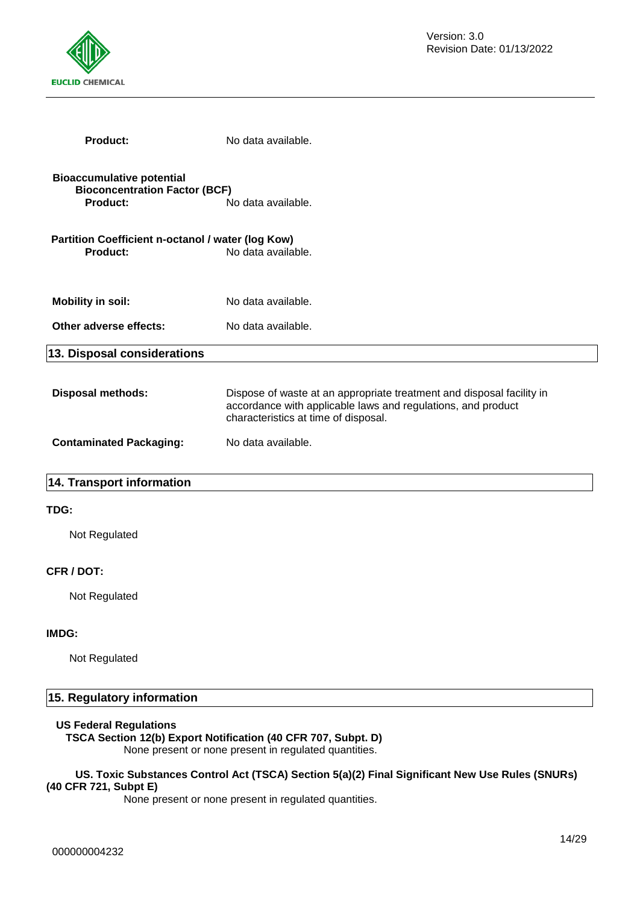**Product:** No data available.

**Bioaccumulative potential**

**Bioconcentration Factor (BCF)**

**Product:** No data available.

**Partition Coefficient n-octanol / water (log Kow)**

**Product:** No data available.

**Mobility in soil:** No data available.

**Other adverse effects:** No data available.

## 13. Disposal considerations

**Disposal methods:** Dispose of waste at an appropriate treatment and disposal facility in accordance with applicable laws and regulations, and product characteristics at time of disposal.

**Contaminated Packaging:** No data available.

## 14. Transport information

**TDG:**

Not Regulated

**CFR / DOT:**

Not Regulated

**IMDG:**

Not Regulated

## 15. Regulatory information

**US Federal Regulations**

**TSCA Section 12(b) Export Notification (40 CFR 707, Subpt. D)**

None present or none present in regulated quantities.

**US. Toxic Substances Control Act (TSCA) Section 5(a)(2) Final Significant New Use Rules (SNURs) (40 CFR 721, Subpt E)**

None present or none present in regulated quantities.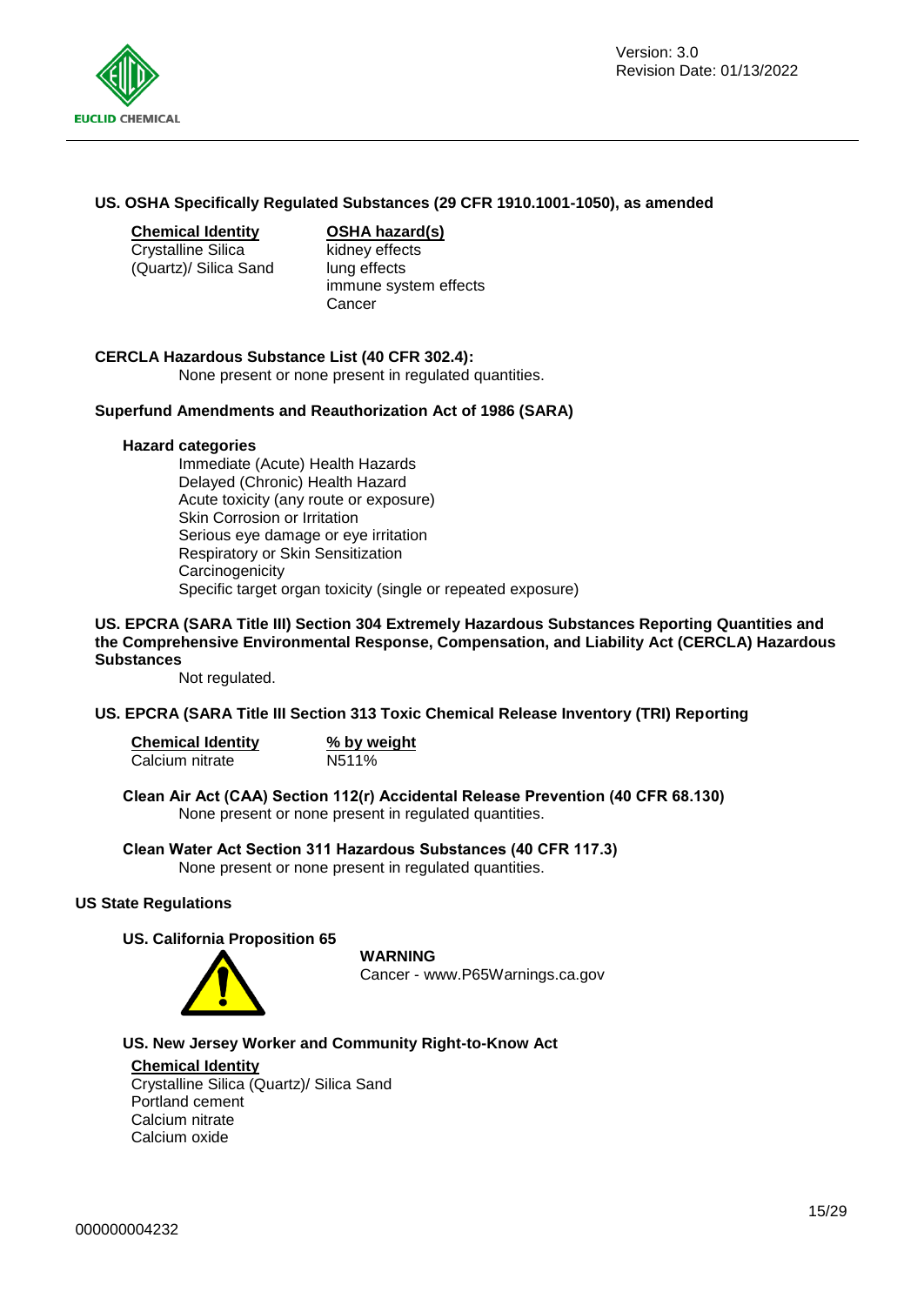### US. OSHA Specifically Regulated Substances (29 CFR 1910.1001-1050), as amended

| Chemical Identity | OSHA hazard(s) |
|---|---|
| Crystalline Silica (Quartz)/ Silica Sand | kidney effects<br>lung effects<br>immune system effects<br>Cancer |

### CERCLA Hazardous Substance List (40 CFR 302.4):

None present or none present in regulated quantities.

### Superfund Amendments and Reauthorization Act of 1986 (SARA)

**Hazard categories**

- Immediate (Acute) Health Hazards
- Delayed (Chronic) Health Hazard
- Acute toxicity (any route or exposure)
- Skin Corrosion or Irritation
- Serious eye damage or eye irritation
- Respiratory or Skin Sensitization
- Carcinogenicity
- Specific target organ toxicity (single or repeated exposure)

### US. EPCRA (SARA Title III) Section 304 Extremely Hazardous Substances Reporting Quantities and the Comprehensive Environmental Response, Compensation, and Liability Act (CERCLA) Hazardous Substances

Not regulated.

### US. EPCRA (SARA Title III Section 313 Toxic Chemical Release Inventory (TRI) Reporting

| Chemical Identity | % by weight |
|---|---|
| Calcium nitrate | N511% |

**Clean Air Act (CAA) Section 112(r) Accidental Release Prevention (40 CFR 68.130)**

None present or none present in regulated quantities.

**Clean Water Act Section 311 Hazardous Substances (40 CFR 117.3)**

None present or none present in regulated quantities.

### US State Regulations

**US. California Proposition 65**

**WARNING**

Cancer - www.P65Warnings.ca.gov

**US. New Jersey Worker and Community Right-to-Know Act**

**Chemical Identity**

Crystalline Silica (Quartz)/ Silica Sand
Portland cement
Calcium nitrate
Calcium oxide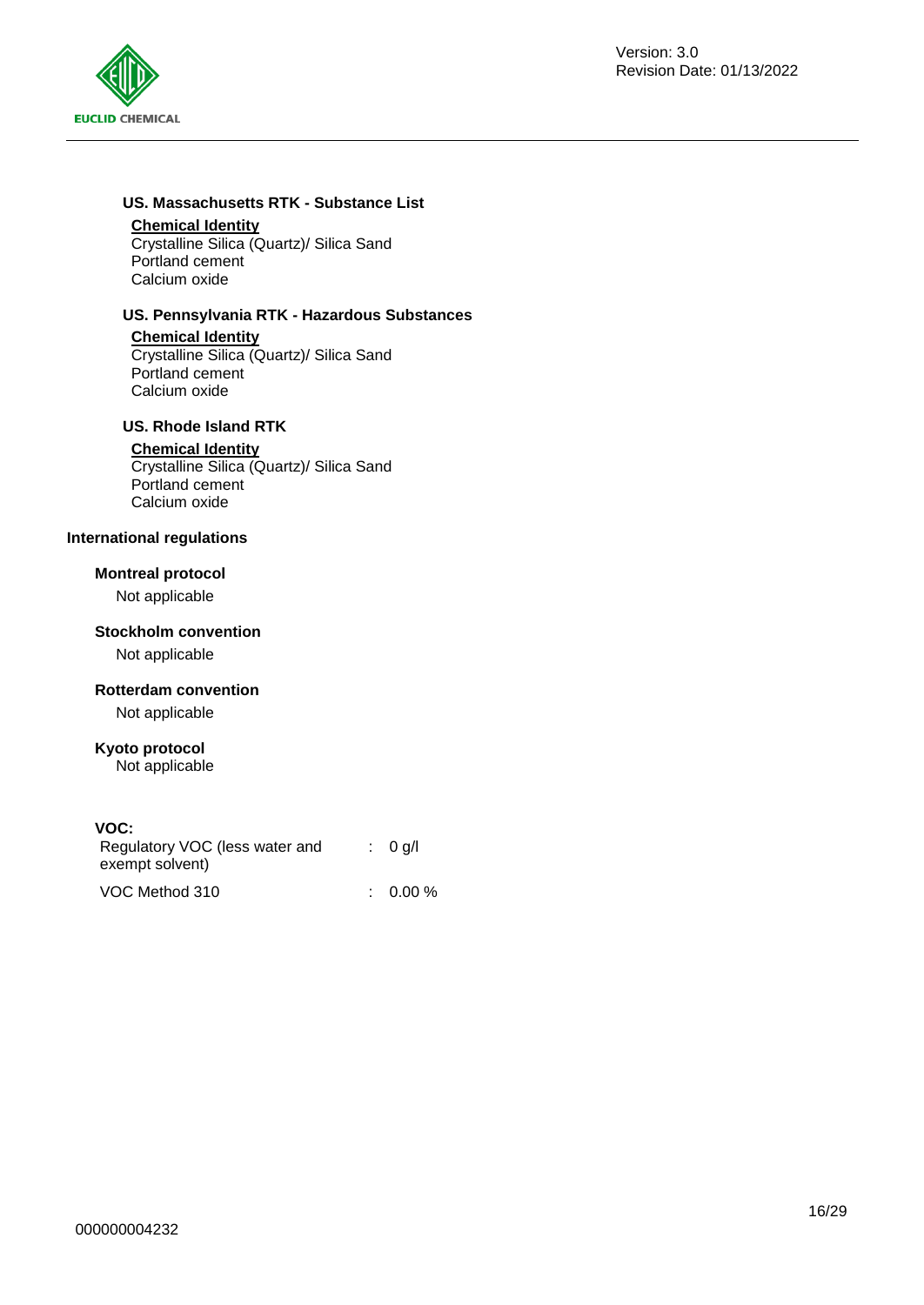**US. Massachusetts RTK - Substance List**

**Chemical Identity**
Crystalline Silica (Quartz)/ Silica Sand
Portland cement
Calcium oxide

**US. Pennsylvania RTK - Hazardous Substances**

**Chemical Identity**
Crystalline Silica (Quartz)/ Silica Sand
Portland cement
Calcium oxide

**US. Rhode Island RTK**

**Chemical Identity**
Crystalline Silica (Quartz)/ Silica Sand
Portland cement
Calcium oxide

**International regulations**

**Montreal protocol**
Not applicable

**Stockholm convention**
Not applicable

**Rotterdam convention**
Not applicable

**Kyoto protocol**
Not applicable

**VOC:**

| | | |
|---|---|---|
| Regulatory VOC (less water and exempt solvent) | : | 0 g/l |
| VOC Method 310 | : | 0.00 % |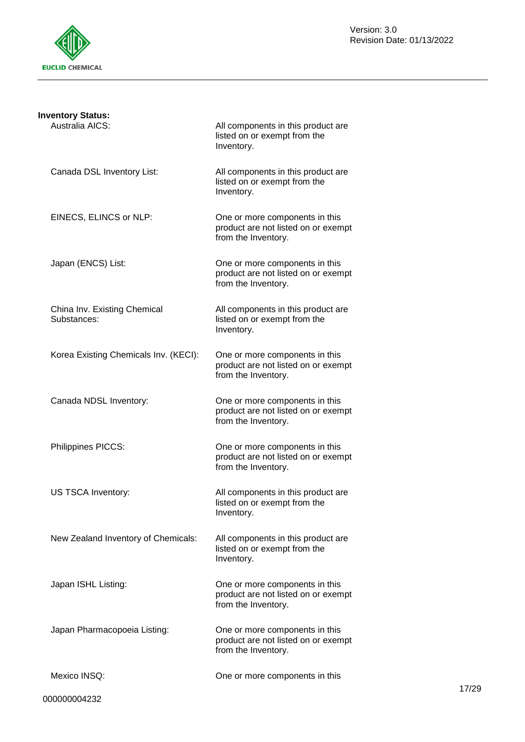**Inventory Status:**

| | |
|---|---|
| Australia AICS: | All components in this product are listed on or exempt from the Inventory. |
| Canada DSL Inventory List: | All components in this product are listed on or exempt from the Inventory. |
| EINECS, ELINCS or NLP: | One or more components in this product are not listed on or exempt from the Inventory. |
| Japan (ENCS) List: | One or more components in this product are not listed on or exempt from the Inventory. |
| China Inv. Existing Chemical Substances: | All components in this product are listed on or exempt from the Inventory. |
| Korea Existing Chemicals Inv. (KECI): | One or more components in this product are not listed on or exempt from the Inventory. |
| Canada NDSL Inventory: | One or more components in this product are not listed on or exempt from the Inventory. |
| Philippines PICCS: | One or more components in this product are not listed on or exempt from the Inventory. |
| US TSCA Inventory: | All components in this product are listed on or exempt from the Inventory. |
| New Zealand Inventory of Chemicals: | All components in this product are listed on or exempt from the Inventory. |
| Japan ISHL Listing: | One or more components in this product are not listed on or exempt from the Inventory. |
| Japan Pharmacopoeia Listing: | One or more components in this product are not listed on or exempt from the Inventory. |
| Mexico INSQ: | One or more components in this |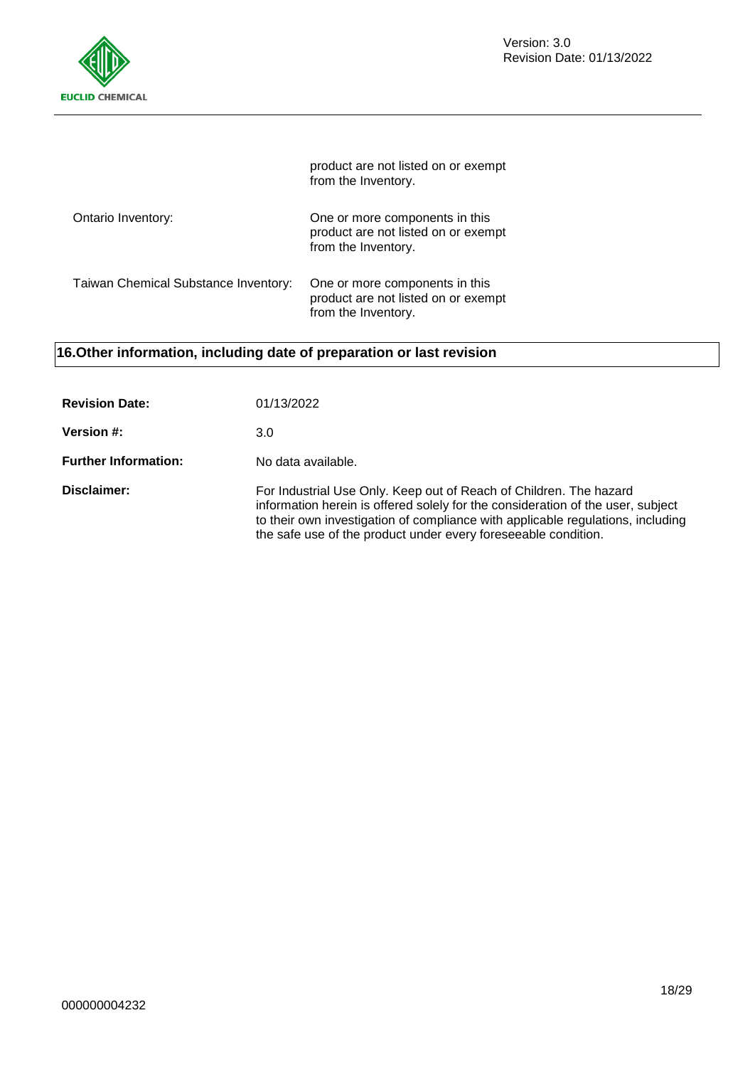| | |
|---|---|
| | product are not listed on or exempt from the Inventory. |
| Ontario Inventory: | One or more components in this product are not listed on or exempt from the Inventory. |
| Taiwan Chemical Substance Inventory: | One or more components in this product are not listed on or exempt from the Inventory. |

## 16.Other information, including date of preparation or last revision

**Revision Date:** 01/13/2022

**Version #:** 3.0

**Further Information:** No data available.

**Disclaimer:** For Industrial Use Only. Keep out of Reach of Children. The hazard information herein is offered solely for the consideration of the user, subject to their own investigation of compliance with applicable regulations, including the safe use of the product under every foreseeable condition.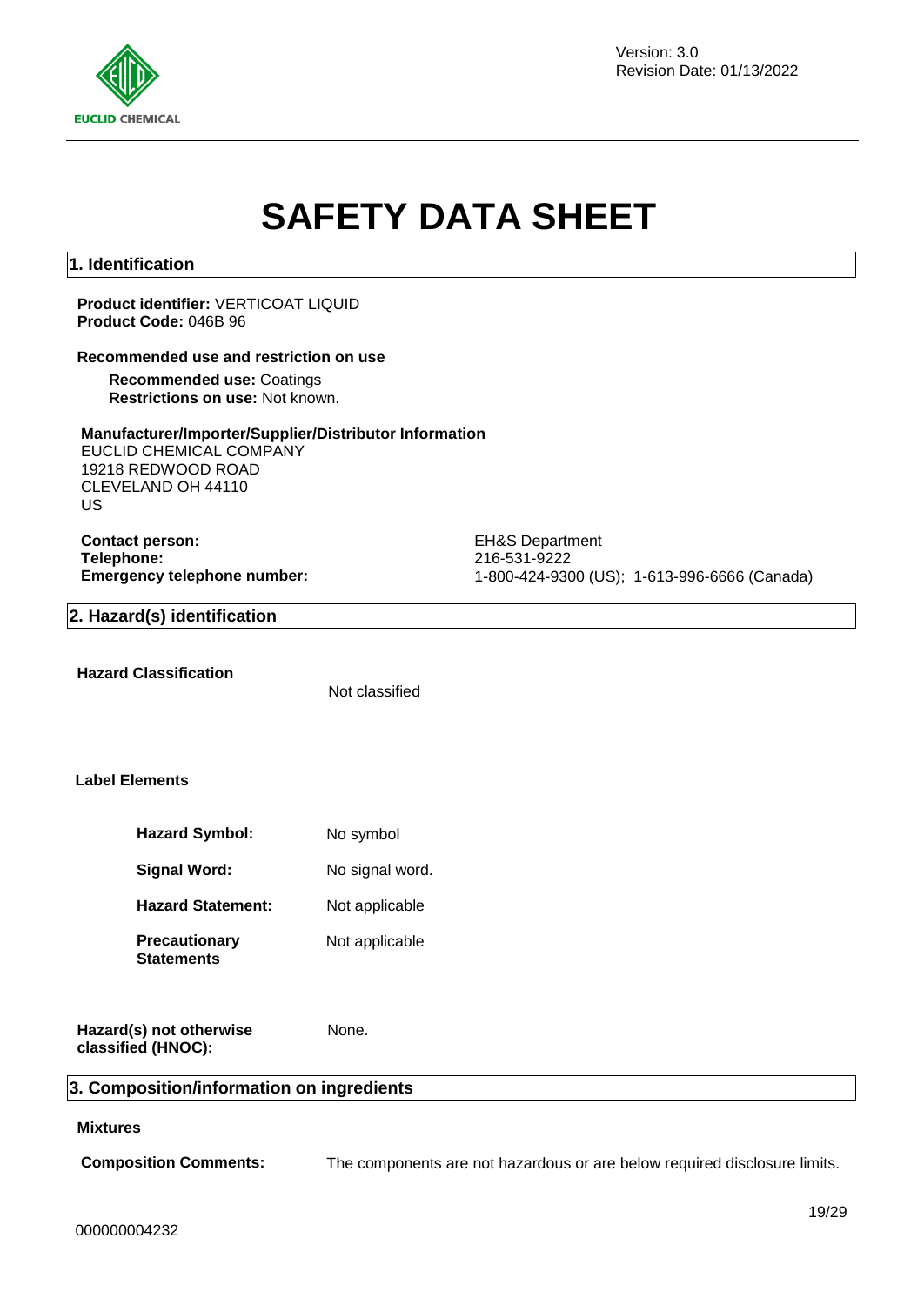Version: 3.0
Revision Date: 01/13/2022

# SAFETY DATA SHEET

## 1. Identification

**Product identifier:** VERTICOAT LIQUID
**Product Code:** 046B 96

**Recommended use and restriction on use**

**Recommended use:** Coatings
**Restrictions on use:** Not known.

**Manufacturer/Importer/Supplier/Distributor Information**
EUCLID CHEMICAL COMPANY
19218 REDWOOD ROAD
CLEVELAND OH 44110
US

| | |
|---|---|
| **Contact person:** | EH&S Department |
| **Telephone:** | 216-531-9222 |
| **Emergency telephone number:** | 1-800-424-9300 (US); 1-613-996-6666 (Canada) |

## 2. Hazard(s) identification

**Hazard Classification** Not classified

**Label Elements**

| | |
|---|---|
| **Hazard Symbol:** | No symbol |
| **Signal Word:** | No signal word. |
| **Hazard Statement:** | Not applicable |
| **Precautionary Statements** | Not applicable |

**Hazard(s) not otherwise classified (HNOC):** None.

## 3. Composition/information on ingredients

**Mixtures**

**Composition Comments:** The components are not hazardous or are below required disclosure limits.

000000004232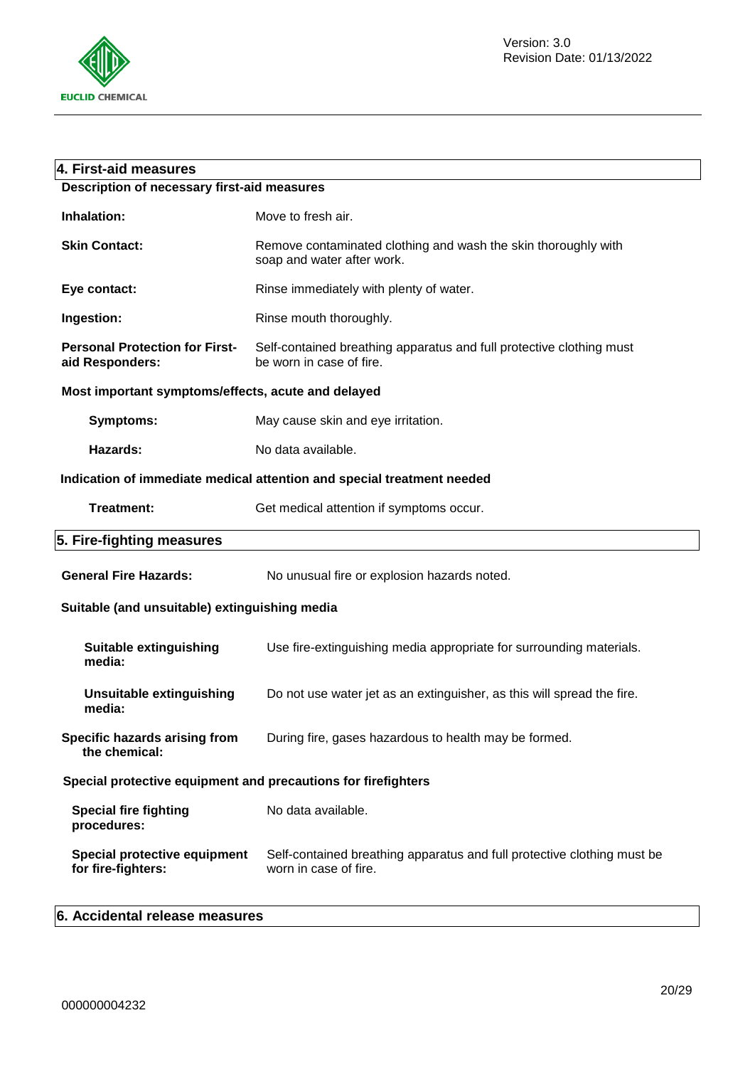## 4. First-aid measures

**Description of necessary first-aid measures**

**Inhalation:** Move to fresh air.

**Skin Contact:** Remove contaminated clothing and wash the skin thoroughly with soap and water after work.

**Eye contact:** Rinse immediately with plenty of water.

**Ingestion:** Rinse mouth thoroughly.

**Personal Protection for First-aid Responders:** Self-contained breathing apparatus and full protective clothing must be worn in case of fire.

**Most important symptoms/effects, acute and delayed**

**Symptoms:** May cause skin and eye irritation.

**Hazards:** No data available.

**Indication of immediate medical attention and special treatment needed**

**Treatment:** Get medical attention if symptoms occur.

## 5. Fire-fighting measures

**General Fire Hazards:** No unusual fire or explosion hazards noted.

**Suitable (and unsuitable) extinguishing media**

**Suitable extinguishing media:** Use fire-extinguishing media appropriate for surrounding materials.

**Unsuitable extinguishing media:** Do not use water jet as an extinguisher, as this will spread the fire.

**Specific hazards arising from the chemical:** During fire, gases hazardous to health may be formed.

**Special protective equipment and precautions for firefighters**

**Special fire fighting procedures:** No data available.

**Special protective equipment for fire-fighters:** Self-contained breathing apparatus and full protective clothing must be worn in case of fire.

## 6. Accidental release measures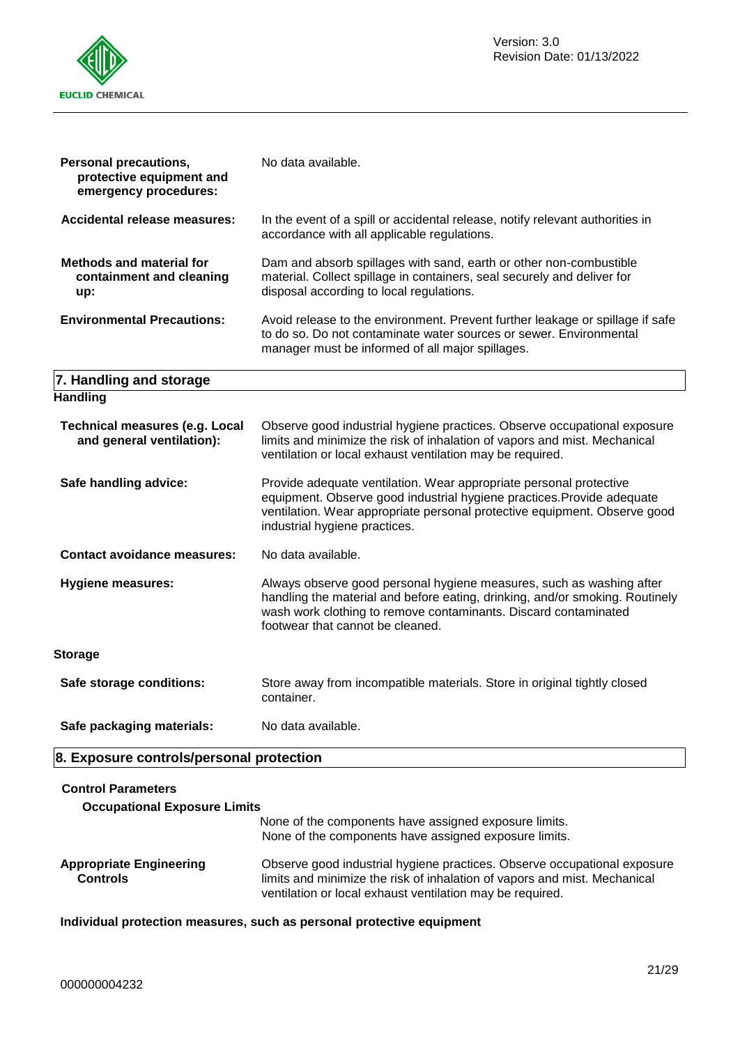| | |
|---|---|
| **Personal precautions, protective equipment and emergency procedures:** | No data available. |
| **Accidental release measures:** | In the event of a spill or accidental release, notify relevant authorities in accordance with all applicable regulations. |
| **Methods and material for containment and cleaning up:** | Dam and absorb spillages with sand, earth or other non-combustible material. Collect spillage in containers, seal securely and deliver for disposal according to local regulations. |
| **Environmental Precautions:** | Avoid release to the environment. Prevent further leakage or spillage if safe to do so. Do not contaminate water sources or sewer. Environmental manager must be informed of all major spillages. |

## 7. Handling and storage

### Handling

| | |
|---|---|
| **Technical measures (e.g. Local and general ventilation):** | Observe good industrial hygiene practices. Observe occupational exposure limits and minimize the risk of inhalation of vapors and mist. Mechanical ventilation or local exhaust ventilation may be required. |
| **Safe handling advice:** | Provide adequate ventilation. Wear appropriate personal protective equipment. Observe good industrial hygiene practices.Provide adequate ventilation. Wear appropriate personal protective equipment. Observe good industrial hygiene practices. |
| **Contact avoidance measures:** | No data available. |
| **Hygiene measures:** | Always observe good personal hygiene measures, such as washing after handling the material and before eating, drinking, and/or smoking. Routinely wash work clothing to remove contaminants. Discard contaminated footwear that cannot be cleaned. |

### Storage

| | |
|---|---|
| **Safe storage conditions:** | Store away from incompatible materials. Store in original tightly closed container. |
| **Safe packaging materials:** | No data available. |

## 8. Exposure controls/personal protection

**Control Parameters**

**Occupational Exposure Limits**

None of the components have assigned exposure limits.
None of the components have assigned exposure limits.

| | |
|---|---|
| **Appropriate Engineering Controls** | Observe good industrial hygiene practices. Observe occupational exposure limits and minimize the risk of inhalation of vapors and mist. Mechanical ventilation or local exhaust ventilation may be required. |

**Individual protection measures, such as personal protective equipment**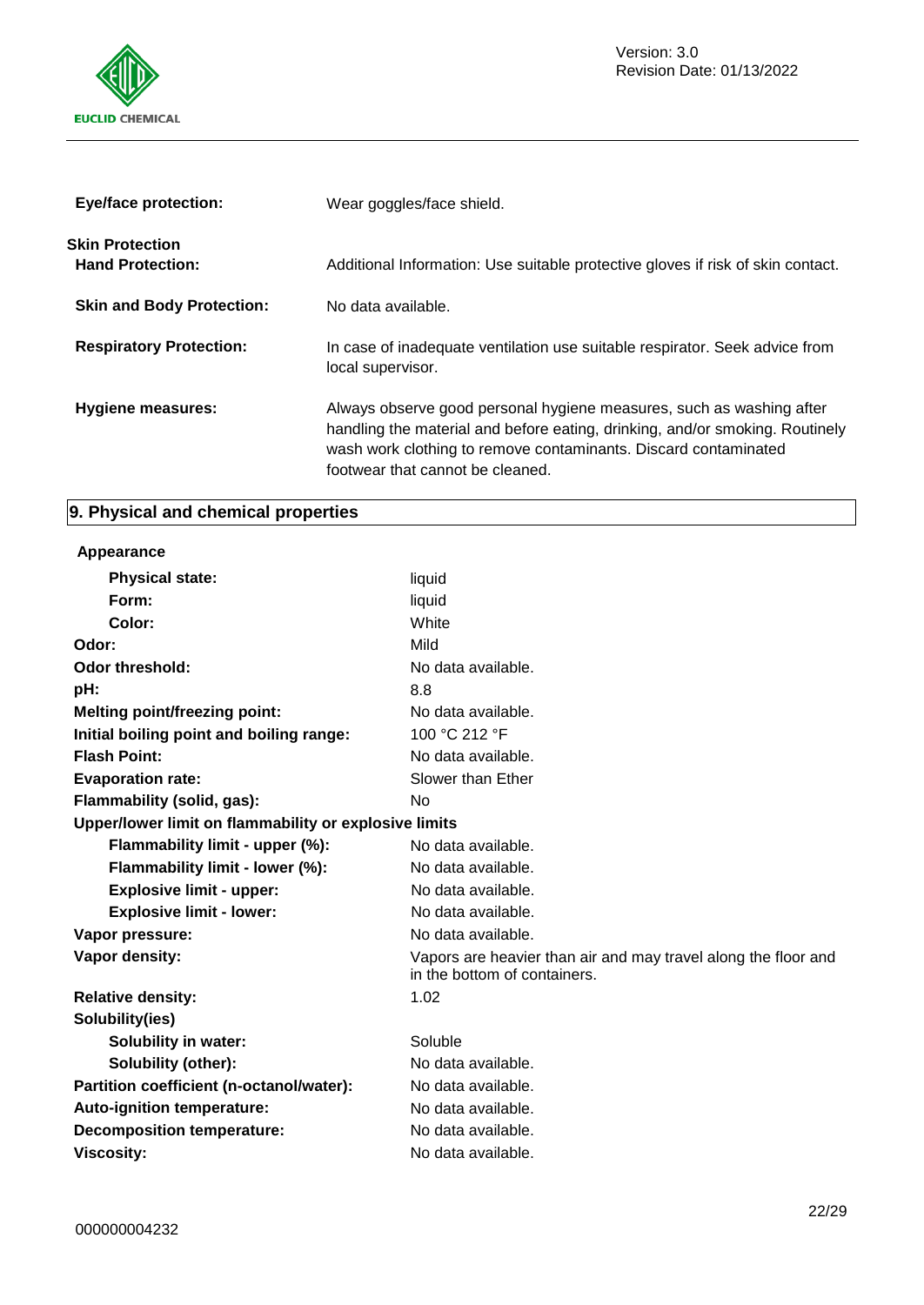| | |
|---|---|
| **Eye/face protection:** | Wear goggles/face shield. |
| **Skin Protection** | |
| **Hand Protection:** | Additional Information: Use suitable protective gloves if risk of skin contact. |
| **Skin and Body Protection:** | No data available. |
| **Respiratory Protection:** | In case of inadequate ventilation use suitable respirator. Seek advice from local supervisor. |
| **Hygiene measures:** | Always observe good personal hygiene measures, such as washing after handling the material and before eating, drinking, and/or smoking. Routinely wash work clothing to remove contaminants. Discard contaminated footwear that cannot be cleaned. |

## 9. Physical and chemical properties

| | |
|---|---|
| **Appearance** | |
| **Physical state:** | liquid |
| **Form:** | liquid |
| **Color:** | White |
| **Odor:** | Mild |
| **Odor threshold:** | No data available. |
| **pH:** | 8.8 |
| **Melting point/freezing point:** | No data available. |
| **Initial boiling point and boiling range:** | 100 °C 212 °F |
| **Flash Point:** | No data available. |
| **Evaporation rate:** | Slower than Ether |
| **Flammability (solid, gas):** | No |
| **Upper/lower limit on flammability or explosive limits** | |
| **Flammability limit - upper (%):** | No data available. |
| **Flammability limit - lower (%):** | No data available. |
| **Explosive limit - upper:** | No data available. |
| **Explosive limit - lower:** | No data available. |
| **Vapor pressure:** | No data available. |
| **Vapor density:** | Vapors are heavier than air and may travel along the floor and in the bottom of containers. |
| **Relative density:** | 1.02 |
| **Solubility(ies)** | |
| **Solubility in water:** | Soluble |
| **Solubility (other):** | No data available. |
| **Partition coefficient (n-octanol/water):** | No data available. |
| **Auto-ignition temperature:** | No data available. |
| **Decomposition temperature:** | No data available. |
| **Viscosity:** | No data available. |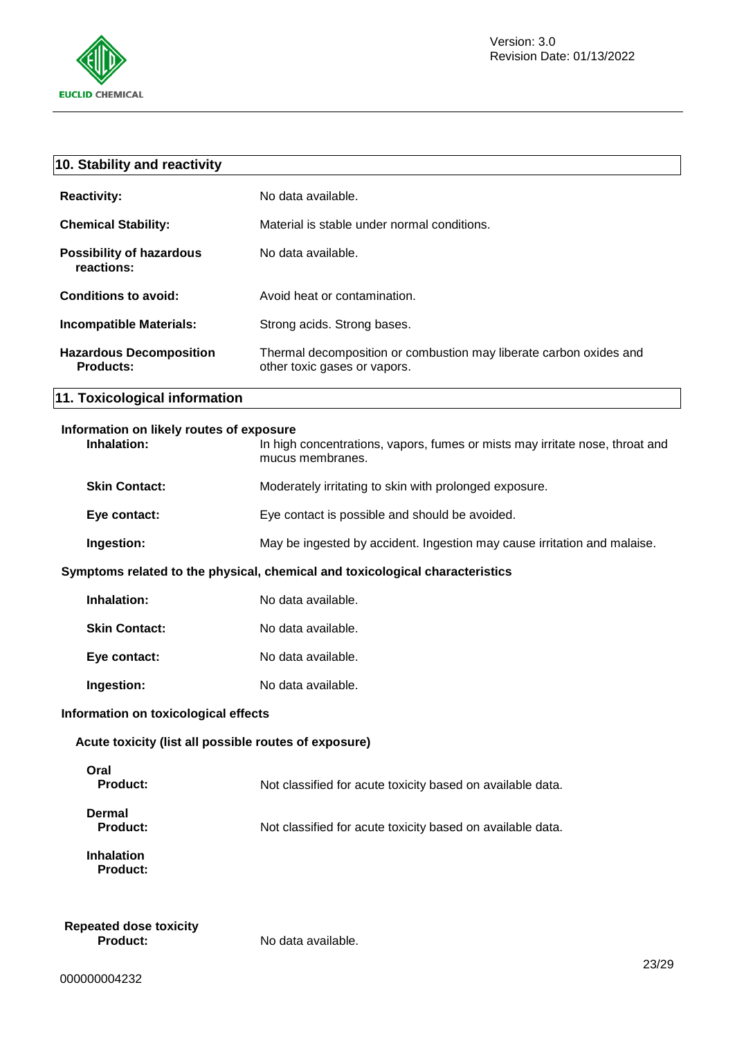## 10. Stability and reactivity

**Reactivity:** No data available.

**Chemical Stability:** Material is stable under normal conditions.

**Possibility of hazardous reactions:** No data available.

**Conditions to avoid:** Avoid heat or contamination.

**Incompatible Materials:** Strong acids. Strong bases.

**Hazardous Decomposition Products:** Thermal decomposition or combustion may liberate carbon oxides and other toxic gases or vapors.

## 11. Toxicological information

**Information on likely routes of exposure**

**Inhalation:** In high concentrations, vapors, fumes or mists may irritate nose, throat and mucus membranes.

**Skin Contact:** Moderately irritating to skin with prolonged exposure.

**Eye contact:** Eye contact is possible and should be avoided.

**Ingestion:** May be ingested by accident. Ingestion may cause irritation and malaise.

**Symptoms related to the physical, chemical and toxicological characteristics**

**Inhalation:** No data available.

**Skin Contact:** No data available.

**Eye contact:** No data available.

**Ingestion:** No data available.

**Information on toxicological effects**

**Acute toxicity (list all possible routes of exposure)**

**Oral**
**Product:** Not classified for acute toxicity based on available data.

**Dermal**
**Product:** Not classified for acute toxicity based on available data.

**Inhalation**
**Product:**

**Repeated dose toxicity**
**Product:** No data available.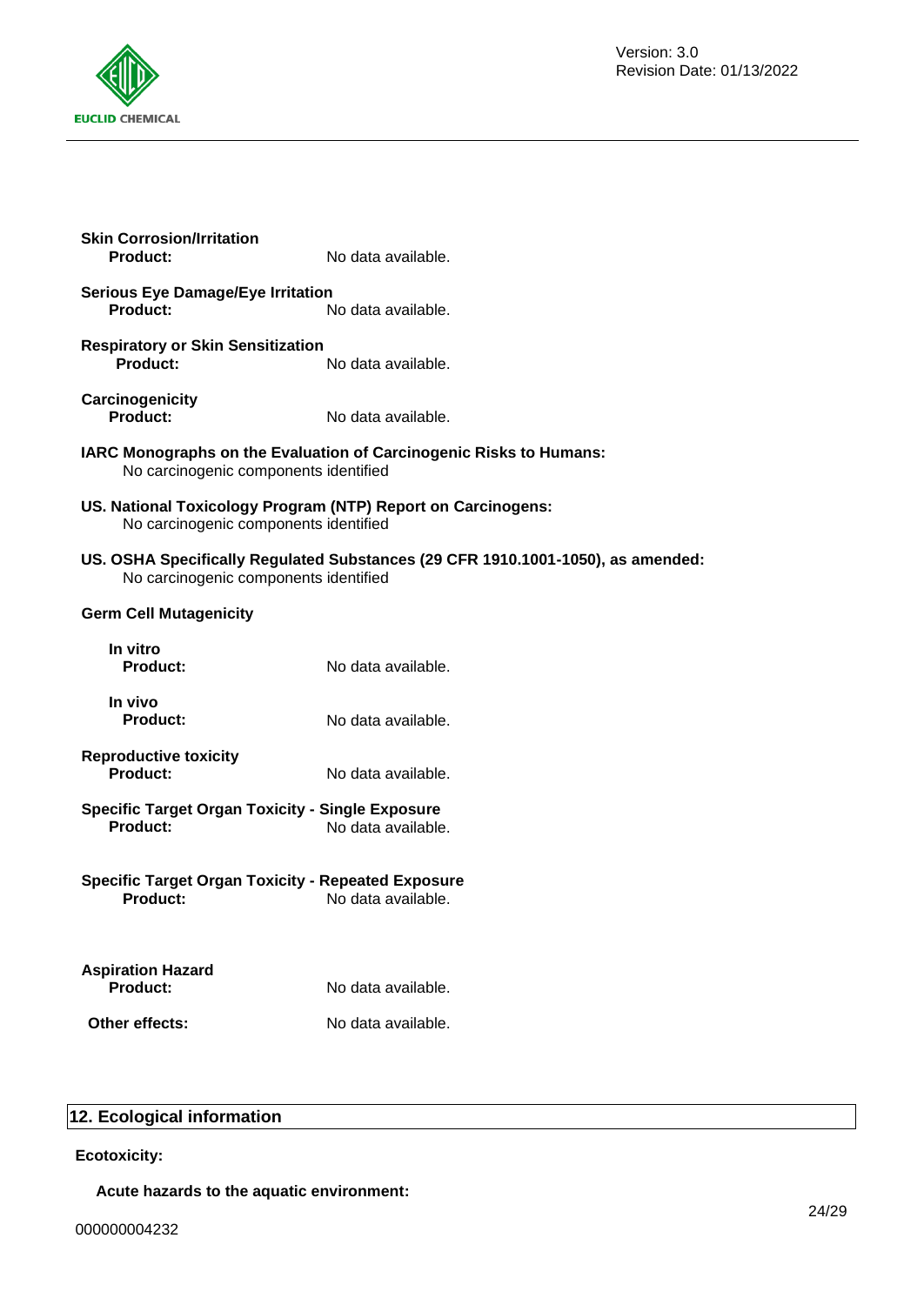**Skin Corrosion/Irritation**

**Product:** No data available.

**Serious Eye Damage/Eye Irritation**

**Product:** No data available.

**Respiratory or Skin Sensitization**

**Product:** No data available.

**Carcinogenicity**

**Product:** No data available.

**IARC Monographs on the Evaluation of Carcinogenic Risks to Humans:**

No carcinogenic components identified

**US. National Toxicology Program (NTP) Report on Carcinogens:**

No carcinogenic components identified

**US. OSHA Specifically Regulated Substances (29 CFR 1910.1001-1050), as amended:**

No carcinogenic components identified

**Germ Cell Mutagenicity**

**In vitro**

**Product:** No data available.

**In vivo**

**Product:** No data available.

**Reproductive toxicity**

**Product:** No data available.

**Specific Target Organ Toxicity - Single Exposure**

**Product:** No data available.

**Specific Target Organ Toxicity - Repeated Exposure**

**Product:** No data available.

**Aspiration Hazard**

**Product:** No data available.

**Other effects:** No data available.

## 12. Ecological information

**Ecotoxicity:**

**Acute hazards to the aquatic environment:**

000000004232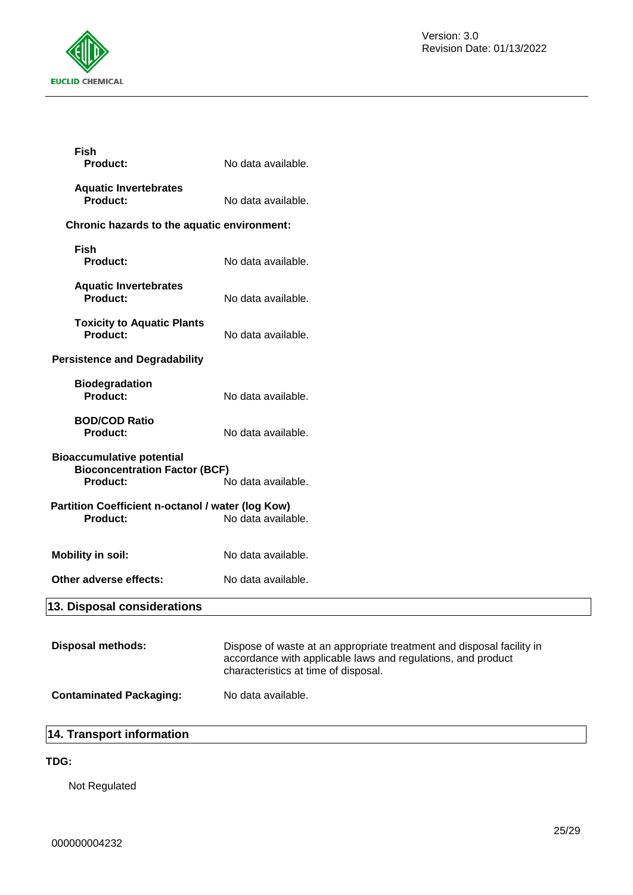**Fish**
**Product:** No data available.

**Aquatic Invertebrates**
**Product:** No data available.

**Chronic hazards to the aquatic environment:**

**Fish**
**Product:** No data available.

**Aquatic Invertebrates**
**Product:** No data available.

**Toxicity to Aquatic Plants**
**Product:** No data available.

**Persistence and Degradability**

**Biodegradation**
**Product:** No data available.

**BOD/COD Ratio**
**Product:** No data available.

**Bioaccumulative potential**
**Bioconcentration Factor (BCF)**
**Product:** No data available.

**Partition Coefficient n-octanol / water (log Kow)**
**Product:** No data available.

**Mobility in soil:** No data available.

**Other adverse effects:** No data available.

## 13. Disposal considerations

**Disposal methods:** Dispose of waste at an appropriate treatment and disposal facility in accordance with applicable laws and regulations, and product characteristics at time of disposal.

**Contaminated Packaging:** No data available.

## 14. Transport information

**TDG:**

Not Regulated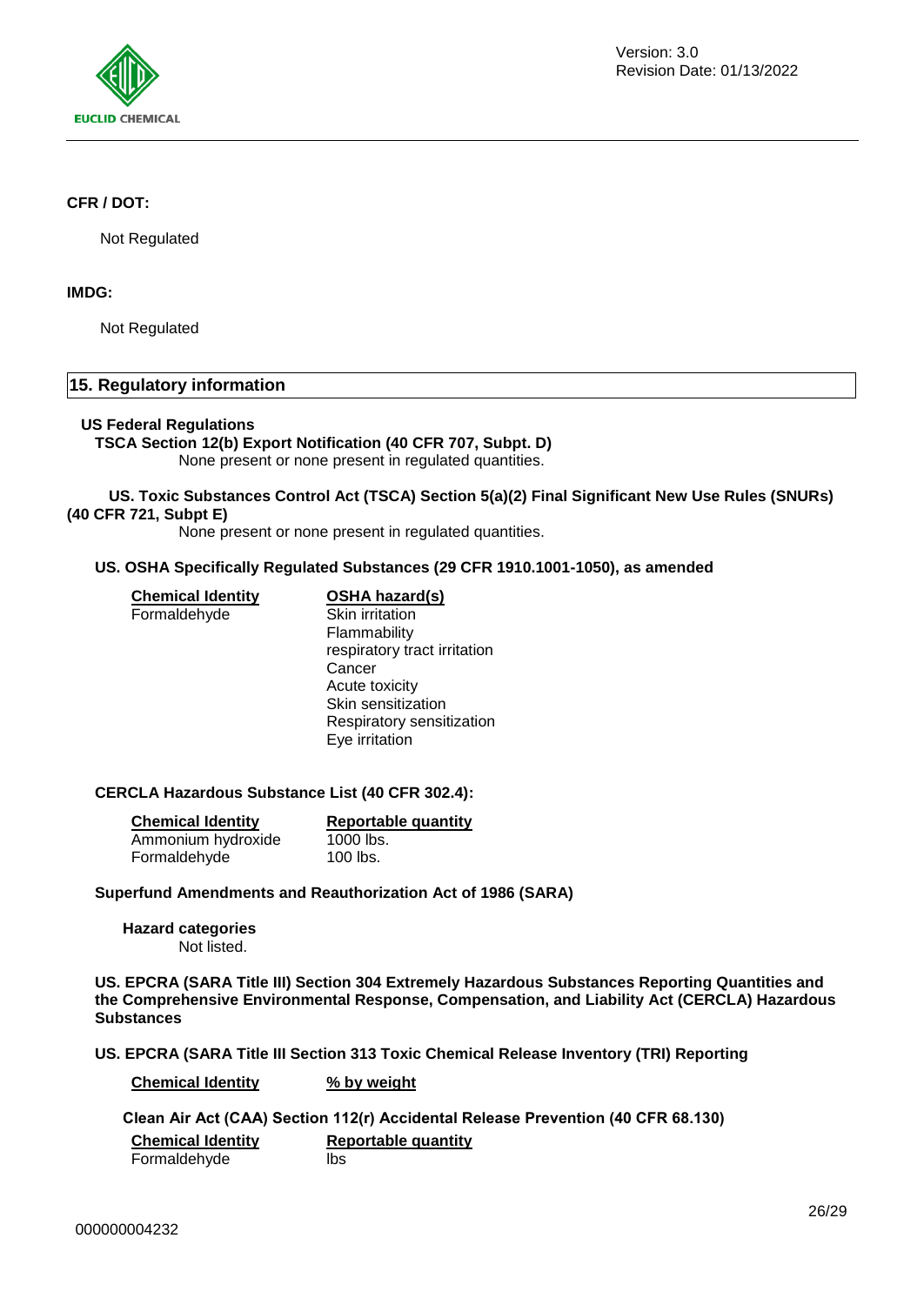**CFR / DOT:**

Not Regulated

**IMDG:**

Not Regulated

## 15. Regulatory information

**US Federal Regulations**

**TSCA Section 12(b) Export Notification (40 CFR 707, Subpt. D)**

None present or none present in regulated quantities.

**US. Toxic Substances Control Act (TSCA) Section 5(a)(2) Final Significant New Use Rules (SNURs) (40 CFR 721, Subpt E)**

None present or none present in regulated quantities.

**US. OSHA Specifically Regulated Substances (29 CFR 1910.1001-1050), as amended**

| Chemical Identity | OSHA hazard(s) |
|---|---|
| Formaldehyde | Skin irritation<br>Flammability<br>respiratory tract irritation<br>Cancer<br>Acute toxicity<br>Skin sensitization<br>Respiratory sensitization<br>Eye irritation |

**CERCLA Hazardous Substance List (40 CFR 302.4):**

| Chemical Identity | Reportable quantity |
|---|---|
| Ammonium hydroxide | 1000 lbs. |
| Formaldehyde | 100 lbs. |

**Superfund Amendments and Reauthorization Act of 1986 (SARA)**

**Hazard categories**

Not listed.

**US. EPCRA (SARA Title III) Section 304 Extremely Hazardous Substances Reporting Quantities and the Comprehensive Environmental Response, Compensation, and Liability Act (CERCLA) Hazardous Substances**

**US. EPCRA (SARA Title III Section 313 Toxic Chemical Release Inventory (TRI) Reporting**

| Chemical Identity | % by weight |
|---|---|

**Clean Air Act (CAA) Section 112(r) Accidental Release Prevention (40 CFR 68.130)**

| Chemical Identity | Reportable quantity |
|---|---|
| Formaldehyde | lbs |

000000004232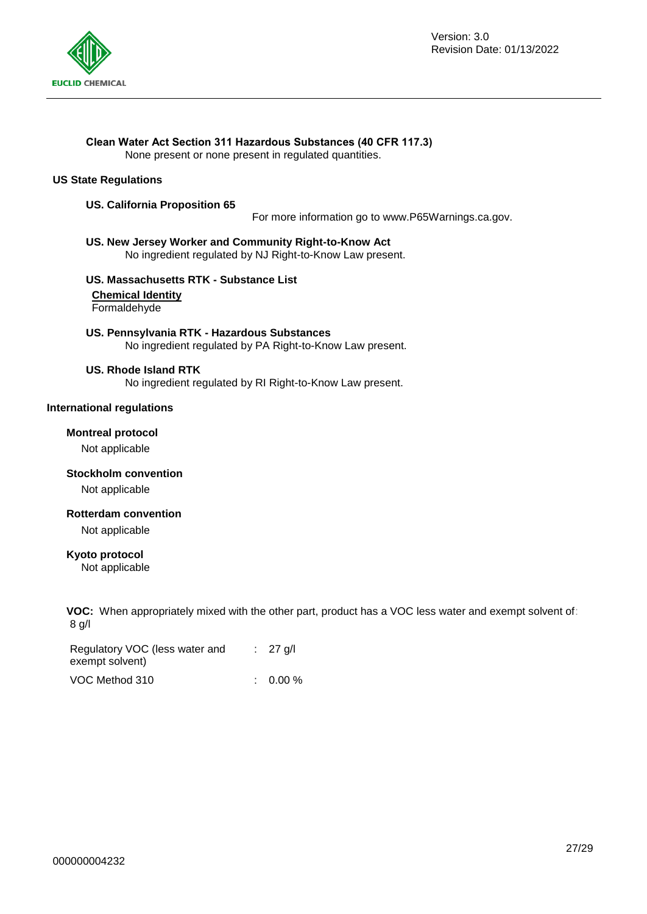**Clean Water Act Section 311 Hazardous Substances (40 CFR 117.3)**

None present or none present in regulated quantities.

**US State Regulations**

**US. California Proposition 65**

For more information go to www.P65Warnings.ca.gov.

**US. New Jersey Worker and Community Right-to-Know Act**

No ingredient regulated by NJ Right-to-Know Law present.

**US. Massachusetts RTK - Substance List**

**Chemical Identity**

Formaldehyde

**US. Pennsylvania RTK - Hazardous Substances**

No ingredient regulated by PA Right-to-Know Law present.

**US. Rhode Island RTK**

No ingredient regulated by RI Right-to-Know Law present.

**International regulations**

**Montreal protocol**

Not applicable

**Stockholm convention**

Not applicable

**Rotterdam convention**

Not applicable

**Kyoto protocol**

Not applicable

**VOC:** When appropriately mixed with the other part, product has a VOC less water and exempt solvent of: 8 g/l

Regulatory VOC (less water and exempt solvent) : 27 g/l

VOC Method 310 : 0.00 %

000000004232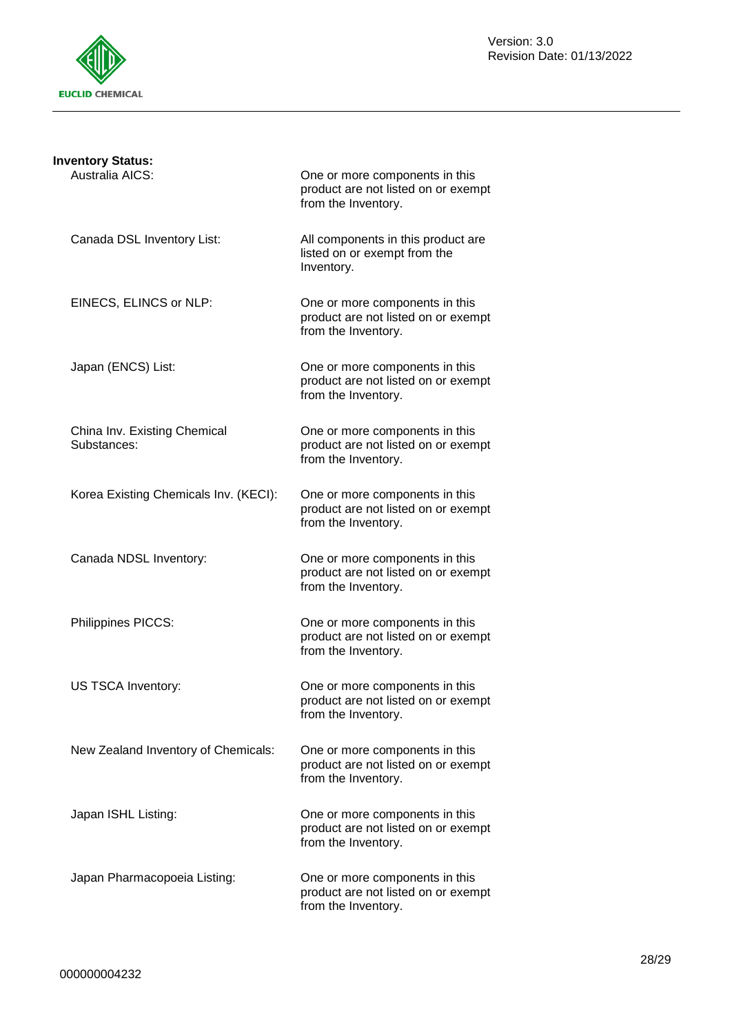**Inventory Status:**

| | |
|---|---|
| Australia AICS: | One or more components in this product are not listed on or exempt from the Inventory. |
| Canada DSL Inventory List: | All components in this product are listed on or exempt from the Inventory. |
| EINECS, ELINCS or NLP: | One or more components in this product are not listed on or exempt from the Inventory. |
| Japan (ENCS) List: | One or more components in this product are not listed on or exempt from the Inventory. |
| China Inv. Existing Chemical Substances: | One or more components in this product are not listed on or exempt from the Inventory. |
| Korea Existing Chemicals Inv. (KECI): | One or more components in this product are not listed on or exempt from the Inventory. |
| Canada NDSL Inventory: | One or more components in this product are not listed on or exempt from the Inventory. |
| Philippines PICCS: | One or more components in this product are not listed on or exempt from the Inventory. |
| US TSCA Inventory: | One or more components in this product are not listed on or exempt from the Inventory. |
| New Zealand Inventory of Chemicals: | One or more components in this product are not listed on or exempt from the Inventory. |
| Japan ISHL Listing: | One or more components in this product are not listed on or exempt from the Inventory. |
| Japan Pharmacopoeia Listing: | One or more components in this product are not listed on or exempt from the Inventory. |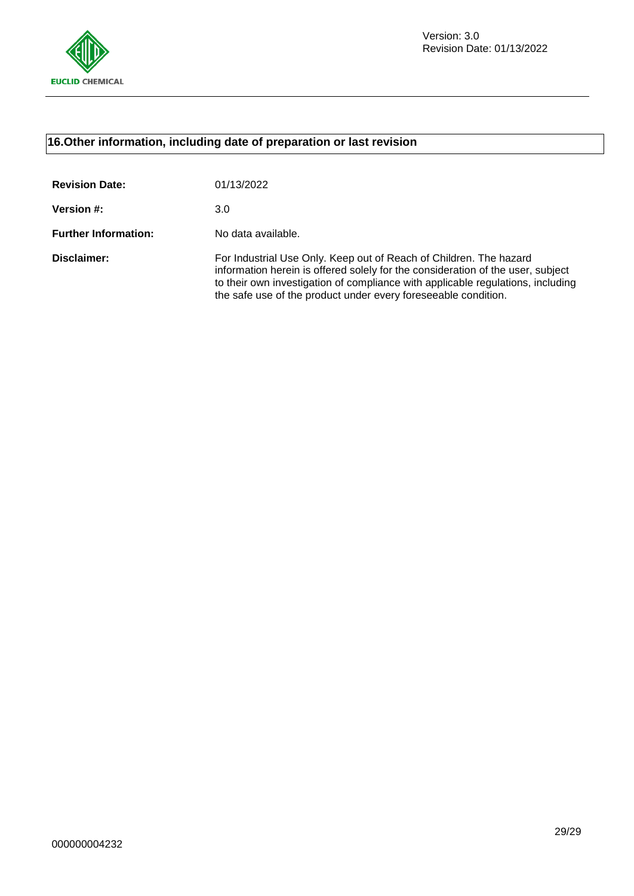## 16.Other information, including date of preparation or last revision

| | |
|---|---|
| **Revision Date:** | 01/13/2022 |
| **Version #:** | 3.0 |
| **Further Information:** | No data available. |
| **Disclaimer:** | For Industrial Use Only. Keep out of Reach of Children. The hazard information herein is offered solely for the consideration of the user, subject to their own investigation of compliance with applicable regulations, including the safe use of the product under every foreseeable condition. |